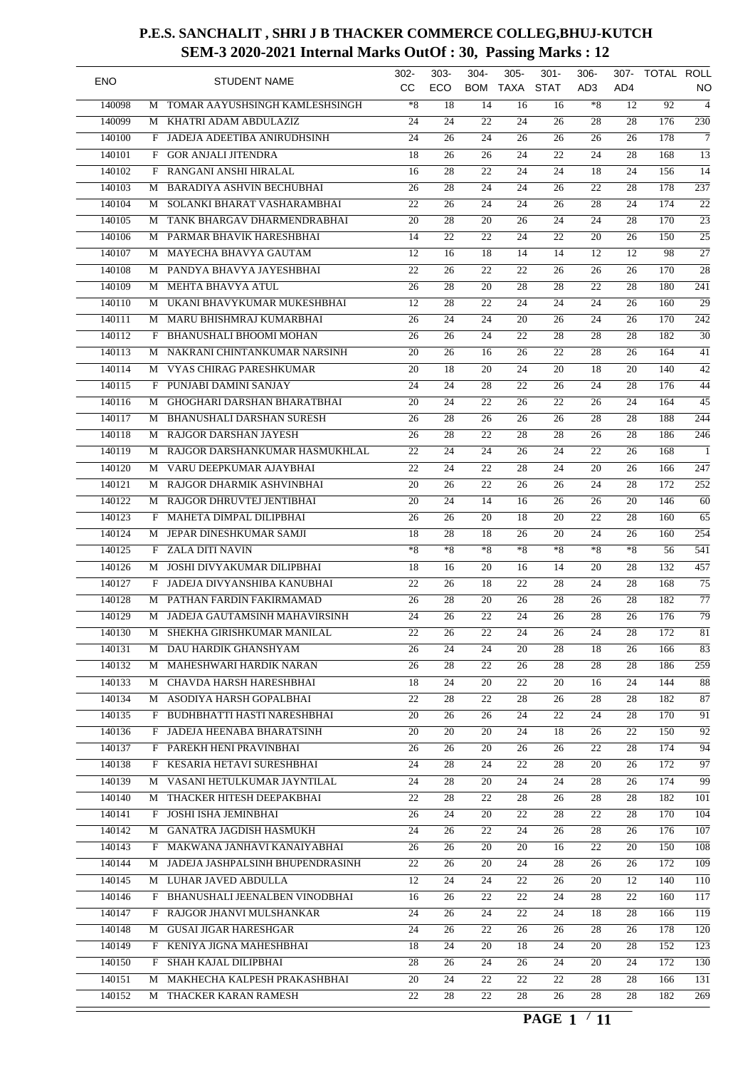# P.E.S. SANCHALIT , SHRI J B THACKER COMMERCE COLLEG,BHUJ-KUTCH
## SEM-3 2020-2021 Internal Marks OutOf : 30, Passing Marks : 12

| ENO | | STUDENT NAME | 302-CC | 303-ECO | 304-BOM | 305-TAXA | 301-STAT | 306-AD3 | 307-AD4 | TOTAL | ROLL NO |
|---|---|---|---|---|---|---|---|---|---|---|---|
| 140098 | M | TOMAR AAYUSHSINGH KAMLESHSINGH | *8 | 18 | 14 | 16 | 16 | *8 | 12 | 92 | 4 |
| 140099 | M | KHATRI ADAM ABDULAZIZ | 24 | 24 | 22 | 24 | 26 | 28 | 28 | 176 | 230 |
| 140100 | F | JADEJA ADEETIBA ANIRUDHSINH | 24 | 26 | 24 | 26 | 26 | 26 | 26 | 178 | 7 |
| 140101 | F | GOR ANJALI JITENDRA | 18 | 26 | 26 | 24 | 22 | 24 | 28 | 168 | 13 |
| 140102 | F | RANGANI ANSHI HIRALAL | 16 | 28 | 22 | 24 | 24 | 18 | 24 | 156 | 14 |
| 140103 | M | BARADIYA ASHVIN BECHUBHAI | 26 | 28 | 24 | 24 | 26 | 22 | 28 | 178 | 237 |
| 140104 | M | SOLANKI BHARAT VASHARAMBHAI | 22 | 26 | 24 | 24 | 26 | 28 | 24 | 174 | 22 |
| 140105 | M | TANK BHARGAV DHARMENDRABHAI | 20 | 28 | 20 | 26 | 24 | 24 | 28 | 170 | 23 |
| 140106 | M | PARMAR BHAVIK HARESHBHAI | 14 | 22 | 22 | 24 | 22 | 20 | 26 | 150 | 25 |
| 140107 | M | MAYECHA BHAVYA GAUTAM | 12 | 16 | 18 | 14 | 14 | 12 | 12 | 98 | 27 |
| 140108 | M | PANDYA BHAVYA JAYESHBHAI | 22 | 26 | 22 | 22 | 26 | 26 | 26 | 170 | 28 |
| 140109 | M | MEHTA BHAVYA ATUL | 26 | 28 | 20 | 28 | 28 | 22 | 28 | 180 | 241 |
| 140110 | M | UKANI BHAVYKUMAR MUKESHBHAI | 12 | 28 | 22 | 24 | 24 | 24 | 26 | 160 | 29 |
| 140111 | M | MARU BHISHMRAJ KUMARBHAI | 26 | 24 | 24 | 20 | 26 | 24 | 26 | 170 | 242 |
| 140112 | F | BHANUSHALI BHOOMI MOHAN | 26 | 26 | 24 | 22 | 28 | 28 | 28 | 182 | 30 |
| 140113 | M | NAKRANI CHINTANKUMAR NARSINH | 20 | 26 | 16 | 26 | 22 | 28 | 26 | 164 | 41 |
| 140114 | M | VYAS CHIRAG PARESHKUMAR | 20 | 18 | 20 | 24 | 20 | 18 | 20 | 140 | 42 |
| 140115 | F | PUNJABI DAMINI SANJAY | 24 | 24 | 28 | 22 | 26 | 24 | 28 | 176 | 44 |
| 140116 | M | GHOGHARI DARSHAN BHARATBHAI | 20 | 24 | 22 | 26 | 22 | 26 | 24 | 164 | 45 |
| 140117 | M | BHANUSHALI DARSHAN SURESH | 26 | 28 | 26 | 26 | 26 | 28 | 28 | 188 | 244 |
| 140118 | M | RAJGOR DARSHAN JAYESH | 26 | 28 | 22 | 28 | 28 | 26 | 28 | 186 | 246 |
| 140119 | M | RAJGOR DARSHANKUMAR HASMUKHLAL | 22 | 24 | 24 | 26 | 24 | 22 | 26 | 168 | 1 |
| 140120 | M | VARU DEEPKUMAR AJAYBHAI | 22 | 24 | 22 | 28 | 24 | 20 | 26 | 166 | 247 |
| 140121 | M | RAJGOR DHARMIK ASHVINBHAI | 20 | 26 | 22 | 26 | 26 | 24 | 28 | 172 | 252 |
| 140122 | M | RAJGOR DHRUVTEJ JENTIBHAI | 20 | 24 | 14 | 16 | 26 | 26 | 20 | 146 | 60 |
| 140123 | F | MAHETA DIMPAL DILIPBHAI | 26 | 26 | 20 | 18 | 20 | 22 | 28 | 160 | 65 |
| 140124 | M | JEPAR DINESHKUMAR SAMJI | 18 | 28 | 18 | 26 | 20 | 24 | 26 | 160 | 254 |
| 140125 | F | ZALA DITI NAVIN | *8 | *8 | *8 | *8 | *8 | *8 | *8 | 56 | 541 |
| 140126 | M | JOSHI DIVYAKUMAR DILIPBHAI | 18 | 16 | 20 | 16 | 14 | 20 | 28 | 132 | 457 |
| 140127 | F | JADEJA DIVYANSHIBA KANUBHAI | 22 | 26 | 18 | 22 | 28 | 24 | 28 | 168 | 75 |
| 140128 | M | PATHAN FARDIN FAKIRMAMAD | 26 | 28 | 20 | 26 | 28 | 26 | 28 | 182 | 77 |
| 140129 | M | JADEJA GAUTAMSINH MAHAVIRSINH | 24 | 26 | 22 | 24 | 26 | 28 | 26 | 176 | 79 |
| 140130 | M | SHEKHA GIRISHKUMAR MANILAL | 22 | 26 | 22 | 24 | 26 | 24 | 28 | 172 | 81 |
| 140131 | M | DAU HARDIK GHANSHYAM | 26 | 24 | 24 | 20 | 28 | 18 | 26 | 166 | 83 |
| 140132 | M | MAHESHWARI HARDIK NARAN | 26 | 28 | 22 | 26 | 28 | 28 | 28 | 186 | 259 |
| 140133 | M | CHAVDA HARSH HARESHBHAI | 18 | 24 | 20 | 22 | 20 | 16 | 24 | 144 | 88 |
| 140134 | M | ASODIYA HARSH GOPALBHAI | 22 | 28 | 22 | 28 | 26 | 28 | 28 | 182 | 87 |
| 140135 | F | BUDHBHATTI HASTI NARESHBHAI | 20 | 26 | 26 | 24 | 22 | 24 | 28 | 170 | 91 |
| 140136 | F | JADEJA HEENABA BHARATSINH | 20 | 20 | 20 | 24 | 18 | 26 | 22 | 150 | 92 |
| 140137 | F | PAREKH HENI PRAVINBHAI | 26 | 26 | 20 | 26 | 26 | 22 | 28 | 174 | 94 |
| 140138 | F | KESARIA HETAVI SURESHBHAI | 24 | 28 | 24 | 22 | 28 | 20 | 26 | 172 | 97 |
| 140139 | M | VASANI HETULKUMAR JAYNTILAL | 24 | 28 | 20 | 24 | 24 | 28 | 26 | 174 | 99 |
| 140140 | M | THACKER HITESH DEEPAKBHAI | 22 | 28 | 22 | 28 | 26 | 28 | 28 | 182 | 101 |
| 140141 | F | JOSHI ISHA JEMINBHAI | 26 | 24 | 20 | 22 | 28 | 22 | 28 | 170 | 104 |
| 140142 | M | GANATRA JAGDISH HASMUKH | 24 | 26 | 22 | 24 | 26 | 28 | 26 | 176 | 107 |
| 140143 | F | MAKWANA JANHAVI KANAIYABHAI | 26 | 26 | 20 | 20 | 16 | 22 | 20 | 150 | 108 |
| 140144 | M | JADEJA JASHPALSINH BHUPENDRASINH | 22 | 26 | 20 | 24 | 28 | 26 | 26 | 172 | 109 |
| 140145 | M | LUHAR JAVED ABDULLA | 12 | 24 | 24 | 22 | 26 | 20 | 12 | 140 | 110 |
| 140146 | F | BHANUSHALI JEENALBEN VINODBHAI | 16 | 26 | 22 | 22 | 24 | 28 | 22 | 160 | 117 |
| 140147 | F | RAJGOR JHANVI MULSHANKAR | 24 | 26 | 24 | 22 | 24 | 18 | 28 | 166 | 119 |
| 140148 | M | GUSAI JIGAR HARESHGAR | 24 | 26 | 22 | 26 | 26 | 28 | 26 | 178 | 120 |
| 140149 | F | KENIYA JIGNA MAHESHBHAI | 18 | 24 | 20 | 18 | 24 | 20 | 28 | 152 | 123 |
| 140150 | F | SHAH KAJAL DILIPBHAI | 28 | 26 | 24 | 26 | 24 | 20 | 24 | 172 | 130 |
| 140151 | M | MAKHECHA KALPESH PRAKASHBHAI | 20 | 24 | 22 | 22 | 22 | 28 | 28 | 166 | 131 |
| 140152 | M | THACKER KARAN RAMESH | 22 | 28 | 22 | 28 | 26 | 28 | 28 | 182 | 269 |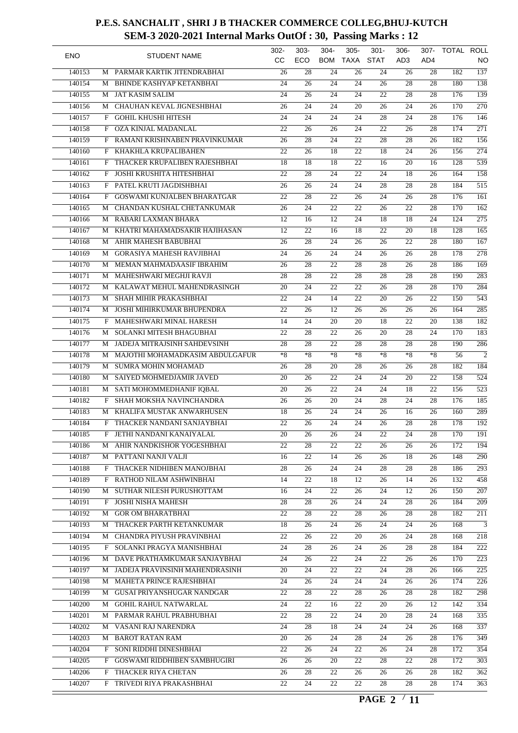# P.E.S. SANCHALIT , SHRI J B THACKER COMMERCE COLLEG,BHUJ-KUTCH

## SEM-3 2020-2021 Internal Marks OutOf : 30, Passing Marks : 12

| ENO | | STUDENT NAME | 302-CC | 303-ECO | 304-BOM | 305-TAXA | 301-STAT | 306-AD3 | 307-AD4 | TOTAL | ROLL NO |
|---|---|---|---|---|---|---|---|---|---|---|---|
| 140153 | M | PARMAR KARTIK JITENDRABHAI | 26 | 28 | 24 | 26 | 24 | 26 | 28 | 182 | 137 |
| 140154 | M | BHINDE KASHYAP KETANBHAI | 24 | 26 | 24 | 24 | 26 | 28 | 28 | 180 | 138 |
| 140155 | M | JAT KASIM SALIM | 24 | 26 | 24 | 24 | 22 | 28 | 28 | 176 | 139 |
| 140156 | M | CHAUHAN KEVAL JIGNESHBHAI | 26 | 24 | 24 | 20 | 26 | 24 | 26 | 170 | 270 |
| 140157 | F | GOHIL KHUSHI HITESH | 24 | 24 | 24 | 24 | 28 | 24 | 28 | 176 | 146 |
| 140158 | F | OZA KINJAL MADANLAL | 22 | 26 | 26 | 24 | 22 | 26 | 28 | 174 | 271 |
| 140159 | F | RAMANI KRISHNABEN PRAVINKUMAR | 26 | 28 | 24 | 22 | 28 | 28 | 26 | 182 | 156 |
| 140160 | F | KHAKHLA KRUPALIBAHEN | 22 | 26 | 18 | 22 | 18 | 24 | 26 | 156 | 274 |
| 140161 | F | THACKER KRUPALIBEN RAJESHBHAI | 18 | 18 | 18 | 22 | 16 | 20 | 16 | 128 | 539 |
| 140162 | F | JOSHI KRUSHITA HITESHBHAI | 22 | 28 | 24 | 22 | 24 | 18 | 26 | 164 | 158 |
| 140163 | F | PATEL KRUTI JAGDISHBHAI | 26 | 26 | 24 | 24 | 28 | 28 | 28 | 184 | 515 |
| 140164 | F | GOSWAMI KUNJALBEN BHARATGAR | 22 | 28 | 22 | 26 | 24 | 26 | 28 | 176 | 161 |
| 140165 | M | CHANDAN KUSHAL CHETANKUMAR | 26 | 24 | 22 | 22 | 26 | 22 | 28 | 170 | 162 |
| 140166 | M | RABARI LAXMAN BHARA | 12 | 16 | 12 | 24 | 18 | 18 | 24 | 124 | 275 |
| 140167 | M | KHATRI MAHAMADSAKIR HAJIHASAN | 12 | 22 | 16 | 18 | 22 | 20 | 18 | 128 | 165 |
| 140168 | M | AHIR MAHESH BABUBHAI | 26 | 28 | 24 | 26 | 26 | 22 | 28 | 180 | 167 |
| 140169 | M | GORASIYA MAHESH RAVJIBHAI | 24 | 26 | 24 | 24 | 26 | 26 | 28 | 178 | 278 |
| 140170 | M | MEMAN MAHMADAASIF IBRAHIM | 26 | 28 | 22 | 28 | 28 | 26 | 28 | 186 | 169 |
| 140171 | M | MAHESHWARI MEGHJI RAVJI | 28 | 28 | 22 | 28 | 28 | 28 | 28 | 190 | 283 |
| 140172 | M | KALAWAT MEHUL MAHENDRASINGH | 20 | 24 | 22 | 22 | 26 | 28 | 28 | 170 | 284 |
| 140173 | M | SHAH MIHIR PRAKASHBHAI | 22 | 24 | 14 | 22 | 20 | 26 | 22 | 150 | 543 |
| 140174 | M | JOSHI MIHIRKUMAR BHUPENDRA | 22 | 26 | 12 | 26 | 26 | 26 | 26 | 164 | 285 |
| 140175 | F | MAHESHWARI MINAL HARESH | 14 | 24 | 20 | 20 | 18 | 22 | 20 | 138 | 182 |
| 140176 | M | SOLANKI MITESH BHAGUBHAI | 22 | 28 | 22 | 26 | 20 | 28 | 24 | 170 | 183 |
| 140177 | M | JADEJA MITRAJSINH SAHDEVSINH | 28 | 28 | 22 | 28 | 28 | 28 | 28 | 190 | 286 |
| 140178 | M | MAJOTHI MOHAMADKASIM ABDULGAFUR | *8 | *8 | *8 | *8 | *8 | *8 | *8 | 56 | 2 |
| 140179 | M | SUMRA MOHIN MOHAMAD | 26 | 28 | 20 | 28 | 26 | 26 | 28 | 182 | 184 |
| 140180 | M | SAIYED MOHMEDJAMIR JAVED | 20 | 26 | 22 | 24 | 24 | 20 | 22 | 158 | 524 |
| 140181 | M | SATI MOHOMMEDHANIF IQBAL | 20 | 26 | 22 | 24 | 24 | 18 | 22 | 156 | 523 |
| 140182 | F | SHAH MOKSHA NAVINCHANDRA | 26 | 26 | 20 | 24 | 28 | 24 | 28 | 176 | 185 |
| 140183 | M | KHALIFA MUSTAK ANWARHUSEN | 18 | 26 | 24 | 24 | 26 | 16 | 26 | 160 | 289 |
| 140184 | F | THACKER NANDANI SANJAYBHAI | 22 | 26 | 24 | 24 | 26 | 28 | 28 | 178 | 192 |
| 140185 | F | JETHI NANDANI KANAIYALAL | 20 | 26 | 26 | 24 | 22 | 24 | 28 | 170 | 191 |
| 140186 | M | AHIR NANDKISHOR YOGESHBHAI | 22 | 28 | 22 | 22 | 26 | 26 | 26 | 172 | 194 |
| 140187 | M | PATTANI NANJI VALJI | 16 | 22 | 14 | 26 | 26 | 18 | 26 | 148 | 290 |
| 140188 | F | THACKER NIDHIBEN MANOJBHAI | 28 | 26 | 24 | 24 | 28 | 28 | 28 | 186 | 293 |
| 140189 | F | RATHOD NILAM ASHWINBHAI | 14 | 22 | 18 | 12 | 26 | 14 | 26 | 132 | 458 |
| 140190 | M | SUTHAR NILESH PURUSHOTTAM | 16 | 24 | 22 | 26 | 24 | 12 | 26 | 150 | 207 |
| 140191 | F | JOSHI NISHA MAHESH | 28 | 28 | 26 | 24 | 24 | 28 | 26 | 184 | 209 |
| 140192 | M | GOR OM BHARATBHAI | 22 | 28 | 22 | 28 | 26 | 28 | 28 | 182 | 211 |
| 140193 | M | THACKER PARTH KETANKUMAR | 18 | 26 | 24 | 26 | 24 | 24 | 26 | 168 | 3 |
| 140194 | M | CHANDRA PIYUSH PRAVINBHAI | 22 | 26 | 22 | 20 | 26 | 24 | 28 | 168 | 218 |
| 140195 | F | SOLANKI PRAGYA MANISHBHAI | 24 | 28 | 26 | 24 | 26 | 28 | 28 | 184 | 222 |
| 140196 | M | DAVE PRATHAMKUMAR SANJAYBHAI | 24 | 26 | 22 | 24 | 22 | 26 | 26 | 170 | 223 |
| 140197 | M | JADEJA PRAVINSINH MAHENDRASINH | 20 | 24 | 22 | 22 | 24 | 28 | 26 | 166 | 225 |
| 140198 | M | MAHETA PRINCE RAJESHBHAI | 24 | 26 | 24 | 24 | 24 | 26 | 26 | 174 | 226 |
| 140199 | M | GUSAI PRIYANSHUGAR NANDGAR | 22 | 28 | 22 | 28 | 26 | 28 | 28 | 182 | 298 |
| 140200 | M | GOHIL RAHUL NATWARLAL | 24 | 22 | 16 | 22 | 20 | 26 | 12 | 142 | 334 |
| 140201 | M | PARMAR RAHUL PRABHUBHAI | 22 | 28 | 22 | 24 | 20 | 28 | 24 | 168 | 335 |
| 140202 | M | VASANI RAJ NARENDRA | 24 | 28 | 18 | 24 | 24 | 24 | 26 | 168 | 337 |
| 140203 | M | BAROT RATAN RAM | 20 | 26 | 24 | 28 | 24 | 26 | 28 | 176 | 349 |
| 140204 | F | SONI RIDDHI DINESHBHAI | 22 | 26 | 24 | 22 | 26 | 24 | 28 | 172 | 354 |
| 140205 | F | GOSWAMI RIDDHIBEN SAMBHUGIRI | 26 | 26 | 20 | 22 | 28 | 22 | 28 | 172 | 303 |
| 140206 | F | THACKER RIYA CHETAN | 26 | 28 | 22 | 26 | 26 | 26 | 28 | 182 | 362 |
| 140207 | F | TRIVEDI RIYA PRAKASHBHAI | 22 | 24 | 22 | 22 | 28 | 28 | 28 | 174 | 363 |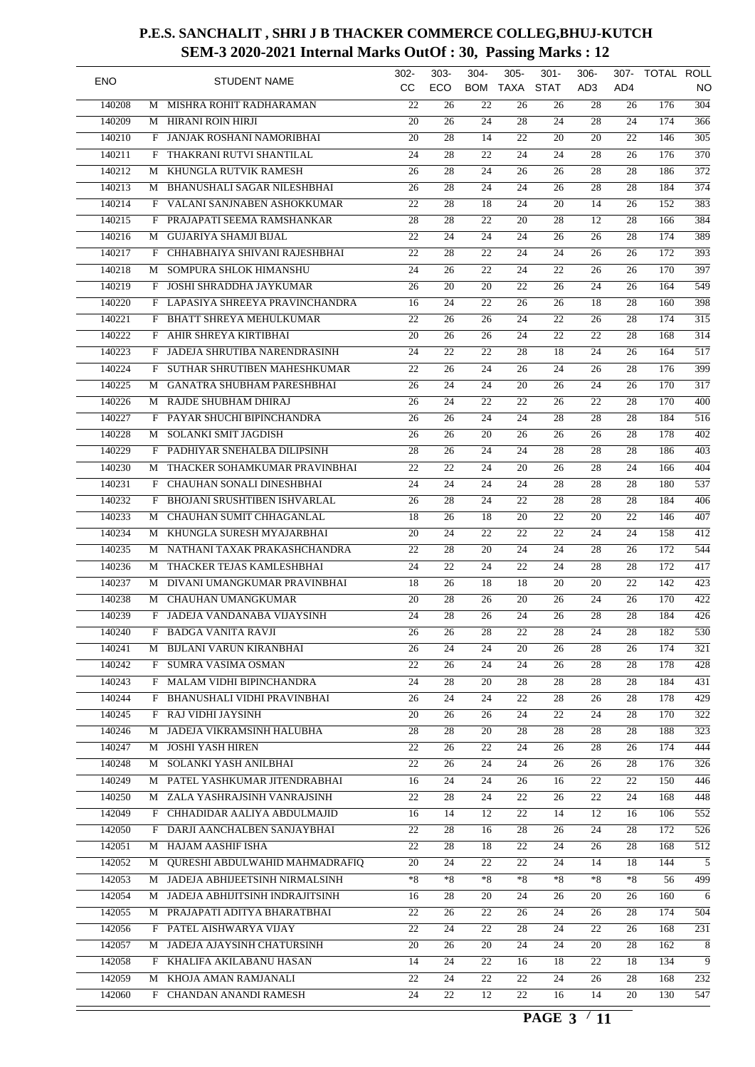# P.E.S. SANCHALIT , SHRI J B THACKER COMMERCE COLLEG,BHUJ-KUTCH
## SEM-3 2020-2021 Internal Marks OutOf : 30, Passing Marks : 12

| ENO | | STUDENT NAME | 302-CC | 303-ECO | 304-BOM | 305-TAXA | 301-STAT | 306-AD3 | 307-AD4 | TOTAL | ROLL NO |
|---|---|---|---|---|---|---|---|---|---|---|---|
| 140208 | M | MISHRA ROHIT RADHARAMAN | 22 | 26 | 22 | 26 | 26 | 28 | 26 | 176 | 304 |
| 140209 | M | HIRANI ROIN HIRJI | 20 | 26 | 24 | 28 | 24 | 28 | 24 | 174 | 366 |
| 140210 | F | JANJAK ROSHANI NAMORIBHAI | 20 | 28 | 14 | 22 | 20 | 20 | 22 | 146 | 305 |
| 140211 | F | THAKRANI RUTVI SHANTILAL | 24 | 28 | 22 | 24 | 24 | 28 | 26 | 176 | 370 |
| 140212 | M | KHUNGLA RUTVIK RAMESH | 26 | 28 | 24 | 26 | 26 | 28 | 28 | 186 | 372 |
| 140213 | M | BHANUSHALI SAGAR NILESHBHAI | 26 | 28 | 24 | 24 | 26 | 28 | 28 | 184 | 374 |
| 140214 | F | VALANI SANJNABEN ASHOKKUMAR | 22 | 28 | 18 | 24 | 20 | 14 | 26 | 152 | 383 |
| 140215 | F | PRAJAPATI SEEMA RAMSHANKAR | 28 | 28 | 22 | 20 | 28 | 12 | 28 | 166 | 384 |
| 140216 | M | GUJARIYA SHAMJI BIJAL | 22 | 24 | 24 | 24 | 26 | 26 | 28 | 174 | 389 |
| 140217 | F | CHHABHAIYA SHIVANI RAJESHBHAI | 22 | 28 | 22 | 24 | 24 | 26 | 26 | 172 | 393 |
| 140218 | M | SOMPURA SHLOK HIMANSHU | 24 | 26 | 22 | 24 | 22 | 26 | 26 | 170 | 397 |
| 140219 | F | JOSHI SHRADDHA JAYKUMAR | 26 | 20 | 20 | 22 | 26 | 24 | 26 | 164 | 549 |
| 140220 | F | LAPASIYA SHREEYA PRAVINCHANDRA | 16 | 24 | 22 | 26 | 26 | 18 | 28 | 160 | 398 |
| 140221 | F | BHATT SHREYA MEHULKUMAR | 22 | 26 | 26 | 24 | 22 | 26 | 28 | 174 | 315 |
| 140222 | F | AHIR SHREYA KIRTIBHAI | 20 | 26 | 26 | 24 | 22 | 22 | 28 | 168 | 314 |
| 140223 | F | JADEJA SHRUTIBA NARENDRASINH | 24 | 22 | 22 | 28 | 18 | 24 | 26 | 164 | 517 |
| 140224 | F | SUTHAR SHRUTIBEN MAHESHKUMAR | 22 | 26 | 24 | 26 | 24 | 26 | 28 | 176 | 399 |
| 140225 | M | GANATRA SHUBHAM PARESHBHAI | 26 | 24 | 24 | 20 | 26 | 24 | 26 | 170 | 317 |
| 140226 | M | RAJDE SHUBHAM DHIRAJ | 26 | 24 | 22 | 22 | 26 | 22 | 28 | 170 | 400 |
| 140227 | F | PAYAR SHUCHI BIPINCHANDRA | 26 | 26 | 24 | 24 | 28 | 28 | 28 | 184 | 516 |
| 140228 | M | SOLANKI SMIT JAGDISH | 26 | 26 | 20 | 26 | 26 | 26 | 28 | 178 | 402 |
| 140229 | F | PADHIYAR SNEHALBA DILIPSINH | 28 | 26 | 24 | 24 | 28 | 28 | 28 | 186 | 403 |
| 140230 | M | THACKER SOHAMKUMAR PRAVINBHAI | 22 | 22 | 24 | 20 | 26 | 28 | 24 | 166 | 404 |
| 140231 | F | CHAUHAN SONALI DINESHBHAI | 24 | 24 | 24 | 24 | 28 | 28 | 28 | 180 | 537 |
| 140232 | F | BHOJANI SRUSHTIBEN ISHVARLAL | 26 | 28 | 24 | 22 | 28 | 28 | 28 | 184 | 406 |
| 140233 | M | CHAUHAN SUMIT CHHAGANLAL | 18 | 26 | 18 | 20 | 22 | 20 | 22 | 146 | 407 |
| 140234 | M | KHUNGLA SURESH MYAJARBHAI | 20 | 24 | 22 | 22 | 22 | 24 | 24 | 158 | 412 |
| 140235 | M | NATHANI TAXAK PRAKASHCHANDRA | 22 | 28 | 20 | 24 | 24 | 28 | 26 | 172 | 544 |
| 140236 | M | THACKER TEJAS KAMLESHBHAI | 24 | 22 | 24 | 22 | 24 | 28 | 28 | 172 | 417 |
| 140237 | M | DIVANI UMANGKUMAR PRAVINBHAI | 18 | 26 | 18 | 18 | 20 | 20 | 22 | 142 | 423 |
| 140238 | M | CHAUHAN UMANGKUMAR | 20 | 28 | 26 | 20 | 26 | 24 | 26 | 170 | 422 |
| 140239 | F | JADEJA VANDANABA VIJAYSINH | 24 | 28 | 26 | 24 | 26 | 28 | 28 | 184 | 426 |
| 140240 | F | BADGA VANITA RAVJI | 26 | 26 | 28 | 22 | 28 | 24 | 28 | 182 | 530 |
| 140241 | M | BIJLANI VARUN KIRANBHAI | 26 | 24 | 24 | 20 | 26 | 28 | 26 | 174 | 321 |
| 140242 | F | SUMRA VASIMA OSMAN | 22 | 26 | 24 | 24 | 26 | 28 | 28 | 178 | 428 |
| 140243 | F | MALAM VIDHI BIPINCHANDRA | 24 | 28 | 20 | 28 | 28 | 28 | 28 | 184 | 431 |
| 140244 | F | BHANUSHALI VIDHI PRAVINBHAI | 26 | 24 | 24 | 22 | 28 | 26 | 28 | 178 | 429 |
| 140245 | F | RAJ VIDHI JAYSINH | 20 | 26 | 26 | 24 | 22 | 24 | 28 | 170 | 322 |
| 140246 | M | JADEJA VIKRAMSINH HALUBHA | 28 | 28 | 20 | 28 | 28 | 28 | 28 | 188 | 323 |
| 140247 | M | JOSHI YASH HIREN | 22 | 26 | 22 | 24 | 26 | 28 | 26 | 174 | 444 |
| 140248 | M | SOLANKI YASH ANILBHAI | 22 | 26 | 24 | 24 | 26 | 26 | 28 | 176 | 326 |
| 140249 | M | PATEL YASHKUMAR JITENDRABHAI | 16 | 24 | 24 | 26 | 16 | 22 | 22 | 150 | 446 |
| 140250 | M | ZALA YASHRAJSINH VANRAJSINH | 22 | 28 | 24 | 22 | 26 | 22 | 24 | 168 | 448 |
| 142049 | F | CHHADIDAR AALIYA ABDULMAJID | 16 | 14 | 12 | 22 | 14 | 12 | 16 | 106 | 552 |
| 142050 | F | DARJI AANCHALBEN SANJAYBHAI | 22 | 28 | 16 | 28 | 26 | 24 | 28 | 172 | 526 |
| 142051 | M | HAJAM AASHIF ISHA | 22 | 28 | 18 | 22 | 24 | 26 | 28 | 168 | 512 |
| 142052 | M | QURESHI ABDULWAHID MAHMADRAFIQ | 20 | 24 | 22 | 22 | 24 | 14 | 18 | 144 | 5 |
| 142053 | M | JADEJA ABHIJEETSINH NIRMALSINH | *8 | *8 | *8 | *8 | *8 | *8 | *8 | 56 | 499 |
| 142054 | M | JADEJA ABHIJITSINH INDRAJITSINH | 16 | 28 | 20 | 24 | 26 | 20 | 26 | 160 | 6 |
| 142055 | M | PRAJAPATI ADITYA BHARATBHAI | 22 | 26 | 22 | 26 | 24 | 26 | 28 | 174 | 504 |
| 142056 | F | PATEL AISHWARYA VIJAY | 22 | 24 | 22 | 28 | 24 | 22 | 26 | 168 | 231 |
| 142057 | M | JADEJA AJAYSINH CHATURSINH | 20 | 26 | 20 | 24 | 24 | 20 | 28 | 162 | 8 |
| 142058 | F | KHALIFA AKILABANU HASAN | 14 | 24 | 22 | 16 | 18 | 22 | 18 | 134 | 9 |
| 142059 | M | KHOJA AMAN RAMJANALI | 22 | 24 | 22 | 22 | 24 | 26 | 28 | 168 | 232 |
| 142060 | F | CHANDAN ANANDI RAMESH | 24 | 22 | 12 | 22 | 16 | 14 | 20 | 130 | 547 |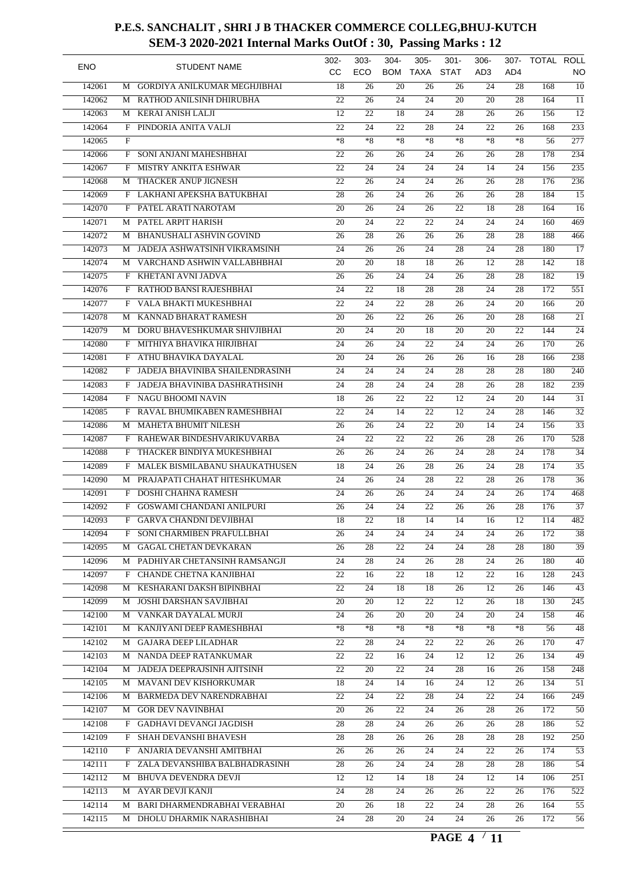# P.E.S. SANCHALIT , SHRI J B THACKER COMMERCE COLLEG,BHUJ-KUTCH

## SEM-3 2020-2021 Internal Marks OutOf : 30, Passing Marks : 12

| ENO | | STUDENT NAME | 302-CC | 303-ECO | 304-BOM | 305-TAXA | 301-STAT | 306-AD3 | 307-AD4 | TOTAL | ROLL NO |
|---|---|---|---|---|---|---|---|---|---|---|
| 142061 | M | GORDIYA ANILKUMAR MEGHJIBHAI | 18 | 26 | 20 | 26 | 26 | 24 | 28 | 168 | 10 |
| 142062 | M | RATHOD ANILSINH DHIRUBHA | 22 | 26 | 24 | 24 | 20 | 20 | 28 | 164 | 11 |
| 142063 | M | KERAI ANISH LALJI | 12 | 22 | 18 | 24 | 28 | 26 | 26 | 156 | 12 |
| 142064 | F | PINDORIA ANITA VALJI | 22 | 24 | 22 | 28 | 24 | 22 | 26 | 168 | 233 |
| 142065 | F | | *8 | *8 | *8 | *8 | *8 | *8 | *8 | 56 | 277 |
| 142066 | F | SONI ANJANI MAHESHBHAI | 22 | 26 | 26 | 24 | 26 | 26 | 28 | 178 | 234 |
| 142067 | F | MISTRY ANKITA ESHWAR | 22 | 24 | 24 | 24 | 24 | 14 | 24 | 156 | 235 |
| 142068 | M | THACKER ANUP JIGNESH | 22 | 26 | 24 | 24 | 26 | 26 | 28 | 176 | 236 |
| 142069 | F | LAKHANI APEKSHA BATUKBHAI | 28 | 26 | 24 | 26 | 26 | 26 | 28 | 184 | 15 |
| 142070 | F | PATEL ARATI NAROTAM | 20 | 26 | 24 | 26 | 22 | 18 | 28 | 164 | 16 |
| 142071 | M | PATEL ARPIT HARISH | 20 | 24 | 22 | 22 | 24 | 24 | 24 | 160 | 469 |
| 142072 | M | BHANUSHALI ASHVIN GOVIND | 26 | 28 | 26 | 26 | 26 | 28 | 28 | 188 | 466 |
| 142073 | M | JADEJA ASHWATSINH VIKRAMSINH | 24 | 26 | 26 | 24 | 28 | 24 | 28 | 180 | 17 |
| 142074 | M | VARCHAND ASHWIN VALLABHBHAI | 20 | 20 | 18 | 18 | 26 | 12 | 28 | 142 | 18 |
| 142075 | F | KHETANI AVNI JADVA | 26 | 26 | 24 | 24 | 26 | 28 | 28 | 182 | 19 |
| 142076 | F | RATHOD BANSI RAJESHBHAI | 24 | 22 | 18 | 28 | 28 | 24 | 28 | 172 | 551 |
| 142077 | F | VALA BHAKTI MUKESHBHAI | 22 | 24 | 22 | 28 | 26 | 24 | 20 | 166 | 20 |
| 142078 | M | KANNAD BHARAT RAMESH | 20 | 26 | 22 | 26 | 26 | 20 | 28 | 168 | 21 |
| 142079 | M | DORU BHAVESHKUMAR SHIVJIBHAI | 20 | 24 | 20 | 18 | 20 | 20 | 22 | 144 | 24 |
| 142080 | F | MITHIYA BHAVIKA HIRJIBHAI | 24 | 26 | 24 | 22 | 24 | 24 | 26 | 170 | 26 |
| 142081 | F | ATHU BHAVIKA DAYALAL | 20 | 24 | 26 | 26 | 26 | 16 | 28 | 166 | 238 |
| 142082 | F | JADEJA BHAVINIBA SHAILENDRASINH | 24 | 24 | 24 | 24 | 28 | 28 | 28 | 180 | 240 |
| 142083 | F | JADEJA BHAVINIBA DASHRATHSINH | 24 | 28 | 24 | 24 | 28 | 26 | 28 | 182 | 239 |
| 142084 | F | NAGU BHOOMI NAVIN | 18 | 26 | 22 | 22 | 12 | 24 | 20 | 144 | 31 |
| 142085 | F | RAVAL BHUMIKABEN RAMESHBHAI | 22 | 24 | 14 | 22 | 12 | 24 | 28 | 146 | 32 |
| 142086 | M | MAHETA BHUMIT NILESH | 26 | 26 | 24 | 22 | 20 | 14 | 24 | 156 | 33 |
| 142087 | F | RAHEWAR BINDESHVARIKUVARBA | 24 | 22 | 22 | 22 | 26 | 28 | 26 | 170 | 528 |
| 142088 | F | THACKER BINDIYA MUKESHBHAI | 26 | 26 | 24 | 26 | 24 | 28 | 24 | 178 | 34 |
| 142089 | F | MALEK BISMILABANU SHAUKATHUSEN | 18 | 24 | 26 | 28 | 26 | 24 | 28 | 174 | 35 |
| 142090 | M | PRAJAPATI CHAHAT HITESHKUMAR | 24 | 26 | 24 | 28 | 22 | 28 | 26 | 178 | 36 |
| 142091 | F | DOSHI CHAHNA RAMESH | 24 | 26 | 26 | 24 | 24 | 24 | 26 | 174 | 468 |
| 142092 | F | GOSWAMI CHANDANI ANILPURI | 26 | 24 | 24 | 22 | 26 | 26 | 28 | 176 | 37 |
| 142093 | F | GARVA CHANDNI DEVJIBHAI | 18 | 22 | 18 | 14 | 14 | 16 | 12 | 114 | 482 |
| 142094 | F | SONI CHARMIBEN PRAFULLBHAI | 26 | 24 | 24 | 24 | 24 | 24 | 26 | 172 | 38 |
| 142095 | M | GAGAL CHETAN DEVKARAN | 26 | 28 | 22 | 24 | 24 | 28 | 28 | 180 | 39 |
| 142096 | M | PADHIYAR CHETANSINH RAMSANGJI | 24 | 28 | 24 | 26 | 28 | 24 | 26 | 180 | 40 |
| 142097 | F | CHANDE CHETNA KANJIBHAI | 22 | 16 | 22 | 18 | 12 | 22 | 16 | 128 | 243 |
| 142098 | M | KESHARANI DAKSH BIPINBHAI | 22 | 24 | 18 | 18 | 26 | 12 | 26 | 146 | 43 |
| 142099 | M | JOSHI DARSHAN SAVJIBHAI | 20 | 20 | 12 | 22 | 12 | 26 | 18 | 130 | 245 |
| 142100 | M | VANKAR DAYALAL MURJI | 24 | 26 | 20 | 20 | 24 | 20 | 24 | 158 | 46 |
| 142101 | M | KANJIYANI DEEP RAMESHBHAI | *8 | *8 | *8 | *8 | *8 | *8 | *8 | 56 | 48 |
| 142102 | M | GAJARA DEEP LILADHAR | 22 | 28 | 24 | 22 | 22 | 26 | 26 | 170 | 47 |
| 142103 | M | NANDA DEEP RATANKUMAR | 22 | 22 | 16 | 24 | 12 | 12 | 26 | 134 | 49 |
| 142104 | M | JADEJA DEEPRAJSINH AJITSINH | 22 | 20 | 22 | 24 | 28 | 16 | 26 | 158 | 248 |
| 142105 | M | MAVANI DEV KISHORKUMAR | 18 | 24 | 14 | 16 | 24 | 12 | 26 | 134 | 51 |
| 142106 | M | BARMEDA DEV NARENDRABHAI | 22 | 24 | 22 | 28 | 24 | 22 | 24 | 166 | 249 |
| 142107 | M | GOR DEV NAVINBHAI | 20 | 26 | 22 | 24 | 26 | 28 | 26 | 172 | 50 |
| 142108 | F | GADHAVI DEVANGI JAGDISH | 28 | 28 | 24 | 26 | 26 | 26 | 28 | 186 | 52 |
| 142109 | F | SHAH DEVANSHI BHAVESH | 28 | 28 | 26 | 26 | 28 | 28 | 28 | 192 | 250 |
| 142110 | F | ANJARIA DEVANSHI AMITBHAI | 26 | 26 | 26 | 24 | 24 | 22 | 26 | 174 | 53 |
| 142111 | F | ZALA DEVANSHIBA BALBHADRASINH | 28 | 26 | 24 | 24 | 28 | 28 | 28 | 186 | 54 |
| 142112 | M | BHUVA DEVENDRA DEVJI | 12 | 12 | 14 | 18 | 24 | 12 | 14 | 106 | 251 |
| 142113 | M | AYAR DEVJI KANJI | 24 | 28 | 24 | 26 | 26 | 22 | 26 | 176 | 522 |
| 142114 | M | BARI DHARMENDRABHAI VERABHAI | 20 | 26 | 18 | 22 | 24 | 28 | 26 | 164 | 55 |
| 142115 | M | DHOLU DHARMIK NARASHIBHAI | 24 | 28 | 20 | 24 | 24 | 26 | 26 | 172 | 56 |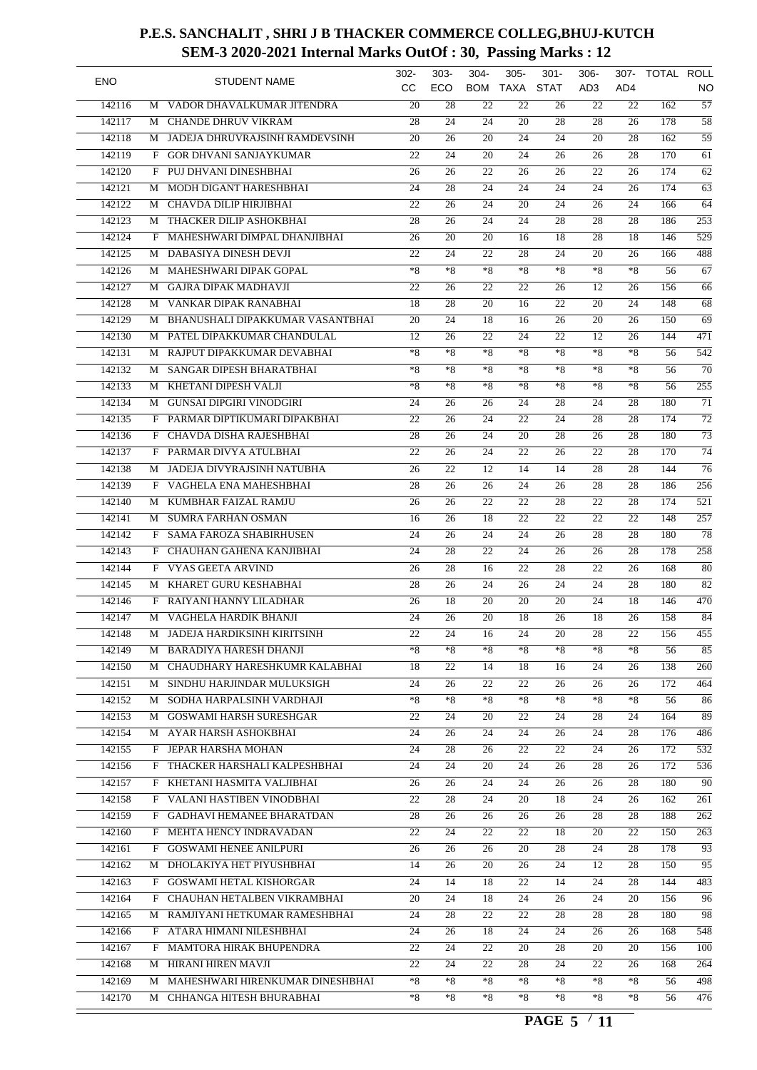# P.E.S. SANCHALIT , SHRI J B THACKER COMMERCE COLLEG,BHUJ-KUTCH

## SEM-3 2020-2021 Internal Marks OutOf : 30, Passing Marks : 12

| ENO | | STUDENT NAME | 302-CC | 303-ECO | 304-BOM | 305-TAXA | 301-STAT | 306-AD3 | 307-AD4 | TOTAL | ROLL NO |
|---|---|---|---|---|---|---|---|---|---|---|---|
| 142116 | M | VADOR DHAVALKUMAR JITENDRA | 20 | 28 | 22 | 22 | 26 | 22 | 22 | 162 | 57 |
| 142117 | M | CHANDE DHRUV VIKRAM | 28 | 24 | 24 | 20 | 28 | 28 | 26 | 178 | 58 |
| 142118 | M | JADEJA DHRUVRAJSINH RAMDEVSINH | 20 | 26 | 20 | 24 | 24 | 20 | 28 | 162 | 59 |
| 142119 | F | GOR DHVANI SANJAYKUMAR | 22 | 24 | 20 | 24 | 26 | 26 | 28 | 170 | 61 |
| 142120 | F | PUJ DHVANI DINESHBHAI | 26 | 26 | 22 | 26 | 26 | 22 | 26 | 174 | 62 |
| 142121 | M | MODH DIGANT HARESHBHAI | 24 | 28 | 24 | 24 | 24 | 24 | 26 | 174 | 63 |
| 142122 | M | CHAVDA DILIP HIRJIBHAI | 22 | 26 | 24 | 20 | 24 | 26 | 24 | 166 | 64 |
| 142123 | M | THACKER DILIP ASHOKBHAI | 28 | 26 | 24 | 24 | 28 | 28 | 28 | 186 | 253 |
| 142124 | F | MAHESHWARI DIMPAL DHANJIBHAI | 26 | 20 | 20 | 16 | 18 | 28 | 18 | 146 | 529 |
| 142125 | M | DABASIYA DINESH DEVJI | 22 | 24 | 22 | 28 | 24 | 20 | 26 | 166 | 488 |
| 142126 | M | MAHESHWARI DIPAK GOPAL | *8 | *8 | *8 | *8 | *8 | *8 | *8 | 56 | 67 |
| 142127 | M | GAJRA DIPAK MADHAVJI | 22 | 26 | 22 | 22 | 26 | 12 | 26 | 156 | 66 |
| 142128 | M | VANKAR DIPAK RANABHAI | 18 | 28 | 20 | 16 | 22 | 20 | 24 | 148 | 68 |
| 142129 | M | BHANUSHALI DIPAKKUMAR VASANTBHAI | 20 | 24 | 18 | 16 | 26 | 20 | 26 | 150 | 69 |
| 142130 | M | PATEL DIPAKKUMAR CHANDULAL | 12 | 26 | 22 | 24 | 22 | 12 | 26 | 144 | 471 |
| 142131 | M | RAJPUT DIPAKKUMAR DEVABHAI | *8 | *8 | *8 | *8 | *8 | *8 | *8 | 56 | 542 |
| 142132 | M | SANGAR DIPESH BHARATBHAI | *8 | *8 | *8 | *8 | *8 | *8 | *8 | 56 | 70 |
| 142133 | M | KHETANI DIPESH VALJI | *8 | *8 | *8 | *8 | *8 | *8 | *8 | 56 | 255 |
| 142134 | M | GUNSAI DIPGIRI VINODGIRI | 24 | 26 | 26 | 24 | 28 | 24 | 28 | 180 | 71 |
| 142135 | F | PARMAR DIPTIKUMARI DIPAKBHAI | 22 | 26 | 24 | 22 | 24 | 28 | 28 | 174 | 72 |
| 142136 | F | CHAVDA DISHA RAJESHBHAI | 28 | 26 | 24 | 20 | 28 | 26 | 28 | 180 | 73 |
| 142137 | F | PARMAR DIVYA ATULBHAI | 22 | 26 | 24 | 22 | 26 | 22 | 28 | 170 | 74 |
| 142138 | M | JADEJA DIVYRAJSINH NATUBHA | 26 | 22 | 12 | 14 | 14 | 28 | 28 | 144 | 76 |
| 142139 | F | VAGHELA ENA MAHESHBHAI | 28 | 26 | 26 | 24 | 26 | 28 | 28 | 186 | 256 |
| 142140 | M | KUMBHAR FAIZAL RAMJU | 26 | 26 | 22 | 22 | 28 | 22 | 28 | 174 | 521 |
| 142141 | M | SUMRA FARHAN OSMAN | 16 | 26 | 18 | 22 | 22 | 22 | 22 | 148 | 257 |
| 142142 | F | SAMA FAROZA SHABIRHUSEN | 24 | 26 | 24 | 24 | 26 | 28 | 28 | 180 | 78 |
| 142143 | F | CHAUHAN GAHENA KANJIBHAI | 24 | 28 | 22 | 24 | 26 | 26 | 28 | 178 | 258 |
| 142144 | F | VYAS GEETA ARVIND | 26 | 28 | 16 | 22 | 28 | 22 | 26 | 168 | 80 |
| 142145 | M | KHARET GURU KESHABHAI | 28 | 26 | 24 | 26 | 24 | 24 | 28 | 180 | 82 |
| 142146 | F | RAIYANI HANNY LILADHAR | 26 | 18 | 20 | 20 | 20 | 24 | 18 | 146 | 470 |
| 142147 | M | VAGHELA HARDIK BHANJI | 24 | 26 | 20 | 18 | 26 | 18 | 26 | 158 | 84 |
| 142148 | M | JADEJA HARDIKSINH KIRITSINH | 22 | 24 | 16 | 24 | 20 | 28 | 22 | 156 | 455 |
| 142149 | M | BARADIYA HARESH DHANJI | *8 | *8 | *8 | *8 | *8 | *8 | *8 | 56 | 85 |
| 142150 | M | CHAUDHARY HARESHKUMR KALABHAI | 18 | 22 | 14 | 18 | 16 | 24 | 26 | 138 | 260 |
| 142151 | M | SINDHU HARJINDAR MULUKSIGH | 24 | 26 | 22 | 22 | 26 | 26 | 26 | 172 | 464 |
| 142152 | M | SODHA HARPALSINH VARDHAJI | *8 | *8 | *8 | *8 | *8 | *8 | *8 | 56 | 86 |
| 142153 | M | GOSWAMI HARSH SURESHGAR | 22 | 24 | 20 | 22 | 24 | 28 | 24 | 164 | 89 |
| 142154 | M | AYAR HARSH ASHOKBHAI | 24 | 26 | 24 | 24 | 26 | 24 | 28 | 176 | 486 |
| 142155 | F | JEPAR HARSHA MOHAN | 24 | 28 | 26 | 22 | 22 | 24 | 26 | 172 | 532 |
| 142156 | F | THACKER HARSHALI KALPESHBHAI | 24 | 24 | 20 | 24 | 26 | 28 | 26 | 172 | 536 |
| 142157 | F | KHETANI HASMITA VALJIBHAI | 26 | 26 | 24 | 24 | 26 | 26 | 28 | 180 | 90 |
| 142158 | F | VALANI HASTIBEN VINODBHAI | 22 | 28 | 24 | 20 | 18 | 24 | 26 | 162 | 261 |
| 142159 | F | GADHAVI HEMANEE BHARATDAN | 28 | 26 | 26 | 26 | 26 | 28 | 28 | 188 | 262 |
| 142160 | F | MEHTA HENCY INDRAVADAN | 22 | 24 | 22 | 22 | 18 | 20 | 22 | 150 | 263 |
| 142161 | F | GOSWAMI HENEE ANILPURI | 26 | 26 | 26 | 20 | 28 | 24 | 28 | 178 | 93 |
| 142162 | M | DHOLAKIYA HET PIYUSHBHAI | 14 | 26 | 20 | 26 | 24 | 12 | 28 | 150 | 95 |
| 142163 | F | GOSWAMI HETAL KISHORGAR | 24 | 14 | 18 | 22 | 14 | 24 | 28 | 144 | 483 |
| 142164 | F | CHAUHAN HETALBEN VIKRAMBHAI | 20 | 24 | 18 | 24 | 26 | 24 | 20 | 156 | 96 |
| 142165 | M | RAMJIYANI HETKUMAR RAMESHBHAI | 24 | 28 | 22 | 22 | 28 | 28 | 28 | 180 | 98 |
| 142166 | F | ATARA HIMANI NILESHBHAI | 24 | 26 | 18 | 24 | 24 | 26 | 26 | 168 | 548 |
| 142167 | F | MAMTORA HIRAK BHUPENDRA | 22 | 24 | 22 | 20 | 28 | 20 | 20 | 156 | 100 |
| 142168 | M | HIRANI HIREN MAVJI | 22 | 24 | 22 | 28 | 24 | 22 | 26 | 168 | 264 |
| 142169 | M | MAHESHWARI HIRENKUMAR DINESHBHAI | *8 | *8 | *8 | *8 | *8 | *8 | *8 | 56 | 498 |
| 142170 | M | CHHANGA HITESH BHURABHAI | *8 | *8 | *8 | *8 | *8 | *8 | *8 | 56 | 476 |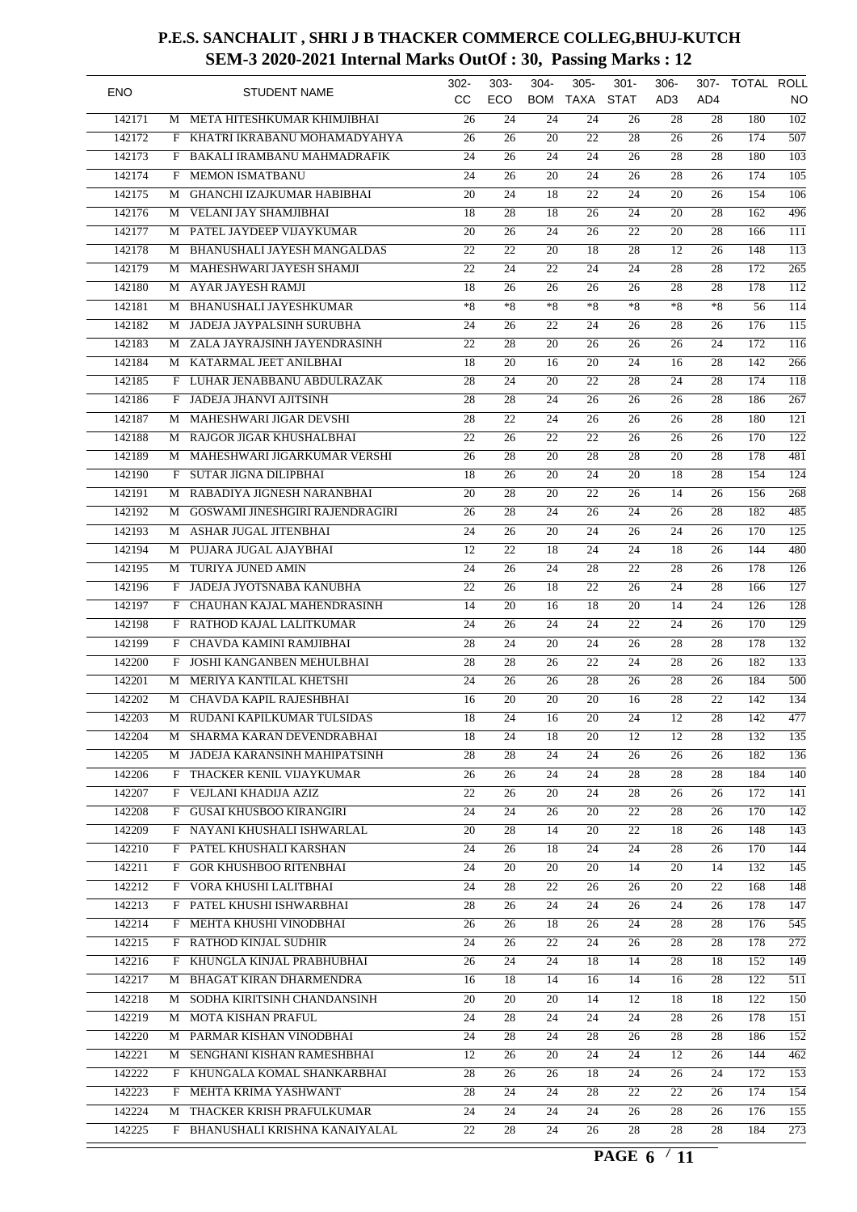# P.E.S. SANCHALIT , SHRI J B THACKER COMMERCE COLLEG,BHUJ-KUTCH
## SEM-3 2020-2021 Internal Marks OutOf : 30, Passing Marks : 12

| ENO | | STUDENT NAME | 302-CC | 303-ECO | 304-BOM | 305-TAXA | 301-STAT | 306-AD3 | 307-AD4 | TOTAL | ROLL NO |
|---|---|---|---|---|---|---|---|---|---|---|---|
| 142171 | M | META HITESHKUMAR KHIMJIBHAI | 26 | 24 | 24 | 24 | 26 | 28 | 28 | 180 | 102 |
| 142172 | F | KHATRI IKRABANU MOHAMADYAHYA | 26 | 26 | 20 | 22 | 28 | 26 | 26 | 174 | 507 |
| 142173 | F | BAKALI IRAMBANU MAHMADRAFIK | 24 | 26 | 24 | 24 | 26 | 28 | 28 | 180 | 103 |
| 142174 | F | MEMON ISMATBANU | 24 | 26 | 20 | 24 | 26 | 28 | 26 | 174 | 105 |
| 142175 | M | GHANCHI IZAJKUMAR HABIBHAI | 20 | 24 | 18 | 22 | 24 | 20 | 26 | 154 | 106 |
| 142176 | M | VELANI JAY SHAMJIBHAI | 18 | 28 | 18 | 26 | 24 | 20 | 28 | 162 | 496 |
| 142177 | M | PATEL JAYDEEP VIJAYKUMAR | 20 | 26 | 24 | 26 | 22 | 20 | 28 | 166 | 111 |
| 142178 | M | BHANUSHALI JAYESH MANGALDAS | 22 | 22 | 20 | 18 | 28 | 12 | 26 | 148 | 113 |
| 142179 | M | MAHESHWARI JAYESH SHAMJI | 22 | 24 | 22 | 24 | 24 | 28 | 28 | 172 | 265 |
| 142180 | M | AYAR JAYESH RAMJI | 18 | 26 | 26 | 26 | 26 | 28 | 28 | 178 | 112 |
| 142181 | M | BHANUSHALI JAYESHKUMAR | *8 | *8 | *8 | *8 | *8 | *8 | *8 | 56 | 114 |
| 142182 | M | JADEJA JAYPALSINH SURUBHA | 24 | 26 | 22 | 24 | 26 | 28 | 26 | 176 | 115 |
| 142183 | M | ZALA JAYRAJSINH JAYENDRASINH | 22 | 28 | 20 | 26 | 26 | 26 | 24 | 172 | 116 |
| 142184 | M | KATARMAL JEET ANILBHAI | 18 | 20 | 16 | 20 | 24 | 16 | 28 | 142 | 266 |
| 142185 | F | LUHAR JENABBANU ABDULRAZAK | 28 | 24 | 20 | 22 | 28 | 24 | 28 | 174 | 118 |
| 142186 | F | JADEJA JHANVI AJITSINH | 28 | 28 | 24 | 26 | 26 | 26 | 28 | 186 | 267 |
| 142187 | M | MAHESHWARI JIGAR DEVSHI | 28 | 22 | 24 | 26 | 26 | 26 | 28 | 180 | 121 |
| 142188 | M | RAJGOR JIGAR KHUSHALBHAI | 22 | 26 | 22 | 22 | 26 | 26 | 26 | 170 | 122 |
| 142189 | M | MAHESHWARI JIGARKUMAR VERSHI | 26 | 28 | 20 | 28 | 28 | 20 | 28 | 178 | 481 |
| 142190 | F | SUTAR JIGNA DILIPBHAI | 18 | 26 | 20 | 24 | 20 | 18 | 28 | 154 | 124 |
| 142191 | M | RABADIYA JIGNESH NARANBHAI | 20 | 28 | 20 | 22 | 26 | 14 | 26 | 156 | 268 |
| 142192 | M | GOSWAMI JINESHGIRI RAJENDRAGIRI | 26 | 28 | 24 | 26 | 24 | 26 | 28 | 182 | 485 |
| 142193 | M | ASHAR JUGAL JITENBHAI | 24 | 26 | 20 | 24 | 26 | 24 | 26 | 170 | 125 |
| 142194 | M | PUJARA JUGAL AJAYBHAI | 12 | 22 | 18 | 24 | 24 | 18 | 26 | 144 | 480 |
| 142195 | M | TURIYA JUNED AMIN | 24 | 26 | 24 | 28 | 22 | 28 | 26 | 178 | 126 |
| 142196 | F | JADEJA JYOTSNABA KANUBHA | 22 | 26 | 18 | 22 | 26 | 24 | 28 | 166 | 127 |
| 142197 | F | CHAUHAN KAJAL MAHENDRASINH | 14 | 20 | 16 | 18 | 20 | 14 | 24 | 126 | 128 |
| 142198 | F | RATHOD KAJAL LALITKUMAR | 24 | 26 | 24 | 24 | 22 | 24 | 26 | 170 | 129 |
| 142199 | F | CHAVDA KAMINI RAMJIBHAI | 28 | 24 | 20 | 24 | 26 | 28 | 28 | 178 | 132 |
| 142200 | F | JOSHI KANGANBEN MEHULBHAI | 28 | 28 | 26 | 22 | 24 | 28 | 26 | 182 | 133 |
| 142201 | M | MERIYA KANTILAL KHETSHI | 24 | 26 | 26 | 28 | 26 | 28 | 26 | 184 | 500 |
| 142202 | M | CHAVDA KAPIL RAJESHBHAI | 16 | 20 | 20 | 20 | 16 | 28 | 22 | 142 | 134 |
| 142203 | M | RUDANI KAPILKUMAR TULSIDAS | 18 | 24 | 16 | 20 | 24 | 12 | 28 | 142 | 477 |
| 142204 | M | SHARMA KARAN DEVENDRABHAI | 18 | 24 | 18 | 20 | 12 | 12 | 28 | 132 | 135 |
| 142205 | M | JADEJA KARANSINH MAHIPATSINH | 28 | 28 | 24 | 24 | 26 | 26 | 26 | 182 | 136 |
| 142206 | F | THACKER KENIL VIJAYKUMAR | 26 | 26 | 24 | 24 | 28 | 28 | 28 | 184 | 140 |
| 142207 | F | VEJLANI KHADIJA AZIZ | 22 | 26 | 20 | 24 | 28 | 26 | 26 | 172 | 141 |
| 142208 | F | GUSAI KHUSBOO KIRANGIRI | 24 | 24 | 26 | 20 | 22 | 28 | 26 | 170 | 142 |
| 142209 | F | NAYANI KHUSHALI ISHWARLAL | 20 | 28 | 14 | 20 | 22 | 18 | 26 | 148 | 143 |
| 142210 | F | PATEL KHUSHALI KARSHAN | 24 | 26 | 18 | 24 | 24 | 28 | 26 | 170 | 144 |
| 142211 | F | GOR KHUSHBOO RITENBHAI | 24 | 20 | 20 | 20 | 14 | 20 | 14 | 132 | 145 |
| 142212 | F | VORA KHUSHI LALITBHAI | 24 | 28 | 22 | 26 | 26 | 20 | 22 | 168 | 148 |
| 142213 | F | PATEL KHUSHI ISHWARBHAI | 28 | 26 | 24 | 24 | 26 | 24 | 26 | 178 | 147 |
| 142214 | F | MEHTA KHUSHI VINODBHAI | 26 | 26 | 18 | 26 | 24 | 28 | 28 | 176 | 545 |
| 142215 | F | RATHOD KINJAL SUDHIR | 24 | 26 | 22 | 24 | 26 | 28 | 28 | 178 | 272 |
| 142216 | F | KHUNGLA KINJAL PRABHUBHAI | 26 | 24 | 24 | 18 | 14 | 28 | 18 | 152 | 149 |
| 142217 | M | BHAGAT KIRAN DHARMENDRA | 16 | 18 | 14 | 16 | 14 | 16 | 28 | 122 | 511 |
| 142218 | M | SODHA KIRITSINH CHANDANSINH | 20 | 20 | 20 | 14 | 12 | 18 | 18 | 122 | 150 |
| 142219 | M | MOTA KISHAN PRAFUL | 24 | 28 | 24 | 24 | 24 | 28 | 26 | 178 | 151 |
| 142220 | M | PARMAR KISHAN VINODBHAI | 24 | 28 | 24 | 28 | 26 | 28 | 28 | 186 | 152 |
| 142221 | M | SENGHANI KISHAN RAMESHBHAI | 12 | 26 | 20 | 24 | 24 | 12 | 26 | 144 | 462 |
| 142222 | F | KHUNGALA KOMAL SHANKARBHAI | 28 | 26 | 26 | 18 | 24 | 26 | 24 | 172 | 153 |
| 142223 | F | MEHTA KRIMA YASHWANT | 28 | 24 | 24 | 28 | 22 | 22 | 26 | 174 | 154 |
| 142224 | M | THACKER KRISH PRAFULKUMAR | 24 | 24 | 24 | 24 | 26 | 28 | 26 | 176 | 155 |
| 142225 | F | BHANUSHALI KRISHNA KANAIYALAL | 22 | 28 | 24 | 26 | 28 | 28 | 28 | 184 | 273 |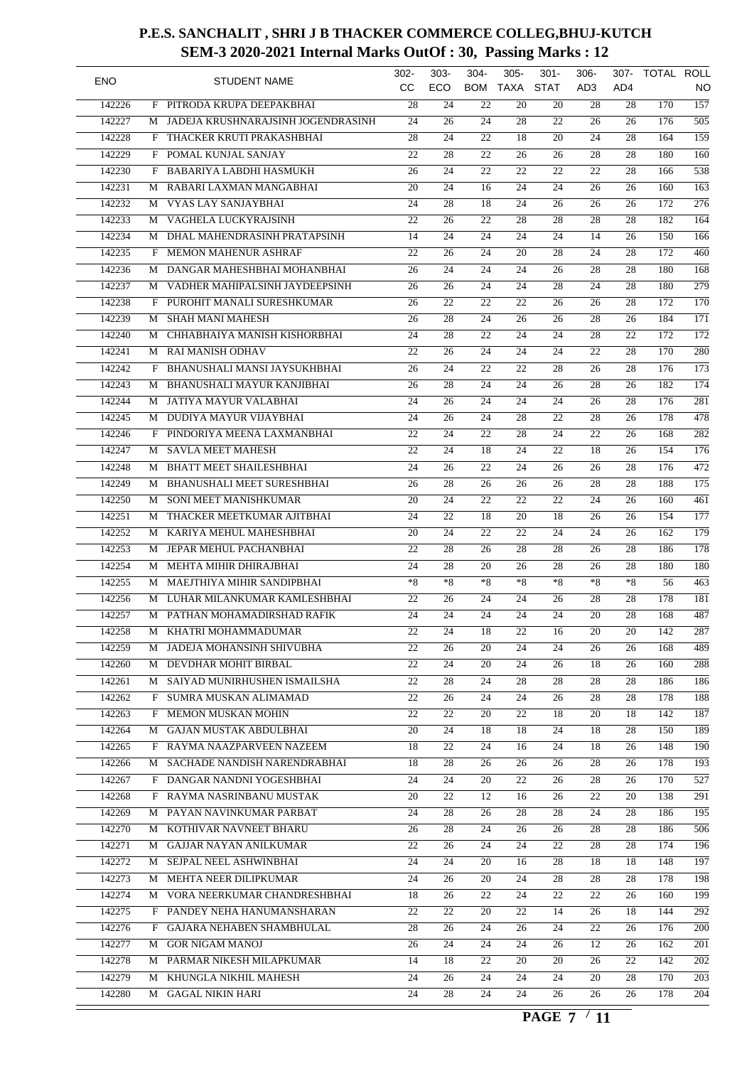# P.E.S. SANCHALIT , SHRI J B THACKER COMMERCE COLLEG,BHUJ-KUTCH

## SEM-3 2020-2021 Internal Marks OutOf : 30, Passing Marks : 12

| ENO | | STUDENT NAME | 302-CC | 303-ECO | 304-BOM | 305-TAXA | 301-STAT | 306-AD3 | 307-AD4 | TOTAL | ROLL NO |
|---|---|---|---|---|---|---|---|---|---|---|---|
| 142226 | F | PITRODA KRUPA DEEPAKBHAI | 28 | 24 | 22 | 20 | 20 | 28 | 28 | 170 | 157 |
| 142227 | M | JADEJA KRUSHNARAJSINH JOGENDRASINH | 24 | 26 | 24 | 28 | 22 | 26 | 26 | 176 | 505 |
| 142228 | F | THACKER KRUTI PRAKASHBHAI | 28 | 24 | 22 | 18 | 20 | 24 | 28 | 164 | 159 |
| 142229 | F | POMAL KUNJAL SANJAY | 22 | 28 | 22 | 26 | 26 | 28 | 28 | 180 | 160 |
| 142230 | F | BABARIYA LABDHI HASMUKH | 26 | 24 | 22 | 22 | 22 | 22 | 28 | 166 | 538 |
| 142231 | M | RABARI LAXMAN MANGABHAI | 20 | 24 | 16 | 24 | 24 | 26 | 26 | 160 | 163 |
| 142232 | M | VYAS LAY SANJAYBHAI | 24 | 28 | 18 | 24 | 26 | 26 | 26 | 172 | 276 |
| 142233 | M | VAGHELA LUCKYRAJSINH | 22 | 26 | 22 | 28 | 28 | 28 | 28 | 182 | 164 |
| 142234 | M | DHAL MAHENDRASINH PRATAPSINH | 14 | 24 | 24 | 24 | 24 | 14 | 26 | 150 | 166 |
| 142235 | F | MEMON MAHENUR ASHRAF | 22 | 26 | 24 | 20 | 28 | 24 | 28 | 172 | 460 |
| 142236 | M | DANGAR MAHESHBHAI MOHANBHAI | 26 | 24 | 24 | 24 | 26 | 28 | 28 | 180 | 168 |
| 142237 | M | VADHER MAHIPALSINH JAYDEEPSINH | 26 | 26 | 24 | 24 | 28 | 24 | 28 | 180 | 279 |
| 142238 | F | PUROHIT MANALI SURESHKUMAR | 26 | 22 | 22 | 22 | 26 | 26 | 28 | 172 | 170 |
| 142239 | M | SHAH MANI MAHESH | 26 | 28 | 24 | 26 | 26 | 28 | 26 | 184 | 171 |
| 142240 | M | CHHABHAIYA MANISH KISHORBHAI | 24 | 28 | 22 | 24 | 24 | 28 | 22 | 172 | 172 |
| 142241 | M | RAI MANISH ODHAV | 22 | 26 | 24 | 24 | 24 | 22 | 28 | 170 | 280 |
| 142242 | F | BHANUSHALI MANSI JAYSUKHBHAI | 26 | 24 | 22 | 22 | 28 | 26 | 28 | 176 | 173 |
| 142243 | M | BHANUSHALI MAYUR KANJIBHAI | 26 | 28 | 24 | 24 | 26 | 28 | 26 | 182 | 174 |
| 142244 | M | JATIYA MAYUR VALABHAI | 24 | 26 | 24 | 24 | 24 | 26 | 28 | 176 | 281 |
| 142245 | M | DUDIYA MAYUR VIJAYBHAI | 24 | 26 | 24 | 28 | 22 | 28 | 26 | 178 | 478 |
| 142246 | F | PINDORIYA MEENA LAXMANBHAI | 22 | 24 | 22 | 28 | 24 | 22 | 26 | 168 | 282 |
| 142247 | M | SAVLA MEET MAHESH | 22 | 24 | 18 | 24 | 22 | 18 | 26 | 154 | 176 |
| 142248 | M | BHATT MEET SHAILESHBHAI | 24 | 26 | 22 | 24 | 26 | 26 | 28 | 176 | 472 |
| 142249 | M | BHANUSHALI MEET SURESHBHAI | 26 | 28 | 26 | 26 | 26 | 28 | 28 | 188 | 175 |
| 142250 | M | SONI MEET MANISHKUMAR | 20 | 24 | 22 | 22 | 22 | 24 | 26 | 160 | 461 |
| 142251 | M | THACKER MEETKUMAR AJITBHAI | 24 | 22 | 18 | 20 | 18 | 26 | 26 | 154 | 177 |
| 142252 | M | KARIYA MEHUL MAHESHBHAI | 20 | 24 | 22 | 22 | 24 | 24 | 26 | 162 | 179 |
| 142253 | M | JEPAR MEHUL PACHANBHAI | 22 | 28 | 26 | 28 | 28 | 26 | 28 | 186 | 178 |
| 142254 | M | MEHTA MIHIR DHIRAJBHAI | 24 | 28 | 20 | 26 | 28 | 26 | 28 | 180 | 180 |
| 142255 | M | MAEJTHIYA MIHIR SANDIPBHAI | *8 | *8 | *8 | *8 | *8 | *8 | *8 | 56 | 463 |
| 142256 | M | LUHAR MILANKUMAR KAMLESHBHAI | 22 | 26 | 24 | 24 | 26 | 28 | 28 | 178 | 181 |
| 142257 | M | PATHAN MOHAMADIRSHAD RAFIK | 24 | 24 | 24 | 24 | 24 | 20 | 28 | 168 | 487 |
| 142258 | M | KHATRI MOHAMMADUMAR | 22 | 24 | 18 | 22 | 16 | 20 | 20 | 142 | 287 |
| 142259 | M | JADEJA MOHANSINH SHIVUBHA | 22 | 26 | 20 | 24 | 24 | 26 | 26 | 168 | 489 |
| 142260 | M | DEVDHAR MOHIT BIRBAL | 22 | 24 | 20 | 24 | 26 | 18 | 26 | 160 | 288 |
| 142261 | M | SAIYAD MUNIRHUSHEN ISMAILSHA | 22 | 28 | 24 | 28 | 28 | 28 | 28 | 186 | 186 |
| 142262 | F | SUMRA MUSKAN ALIMAMAD | 22 | 26 | 24 | 24 | 26 | 28 | 28 | 178 | 188 |
| 142263 | F | MEMON MUSKAN MOHIN | 22 | 22 | 20 | 22 | 18 | 20 | 18 | 142 | 187 |
| 142264 | M | GAJAN MUSTAK ABDULBHAI | 20 | 24 | 18 | 18 | 24 | 18 | 28 | 150 | 189 |
| 142265 | F | RAYMA NAAZPARVEEN NAZEEM | 18 | 22 | 24 | 16 | 24 | 18 | 26 | 148 | 190 |
| 142266 | M | SACHADE NANDISH NARENDRABHAI | 18 | 28 | 26 | 26 | 26 | 28 | 26 | 178 | 193 |
| 142267 | F | DANGAR NANDNI YOGESHBHAI | 24 | 24 | 20 | 22 | 26 | 28 | 26 | 170 | 527 |
| 142268 | F | RAYMA NASRINBANU MUSTAK | 20 | 22 | 12 | 16 | 26 | 22 | 20 | 138 | 291 |
| 142269 | M | PAYAN NAVINKUMAR PARBAT | 24 | 28 | 26 | 28 | 28 | 24 | 28 | 186 | 195 |
| 142270 | M | KOTHIVAR NAVNEET BHARU | 26 | 28 | 24 | 26 | 26 | 28 | 28 | 186 | 506 |
| 142271 | M | GAJJAR NAYAN ANILKUMAR | 22 | 26 | 24 | 24 | 22 | 28 | 28 | 174 | 196 |
| 142272 | M | SEJPAL NEEL ASHWINBHAI | 24 | 24 | 20 | 16 | 28 | 18 | 18 | 148 | 197 |
| 142273 | M | MEHTA NEER DILIPKUMAR | 24 | 26 | 20 | 24 | 28 | 28 | 28 | 178 | 198 |
| 142274 | M | VORA NEERKUMAR CHANDRESHBHAI | 18 | 26 | 22 | 24 | 22 | 22 | 26 | 160 | 199 |
| 142275 | F | PANDEY NEHA HANUMANSHARAN | 22 | 22 | 20 | 22 | 14 | 26 | 18 | 144 | 292 |
| 142276 | F | GAJARA NEHABEN SHAMBHULAL | 28 | 26 | 24 | 26 | 24 | 22 | 26 | 176 | 200 |
| 142277 | M | GOR NIGAM MANOJ | 26 | 24 | 24 | 24 | 26 | 12 | 26 | 162 | 201 |
| 142278 | M | PARMAR NIKESH MILAPKUMAR | 14 | 18 | 22 | 20 | 20 | 26 | 22 | 142 | 202 |
| 142279 | M | KHUNGLA NIKHIL MAHESH | 24 | 26 | 24 | 24 | 24 | 20 | 28 | 170 | 203 |
| 142280 | M | GAGAL NIKIN HARI | 24 | 28 | 24 | 24 | 26 | 26 | 26 | 178 | 204 |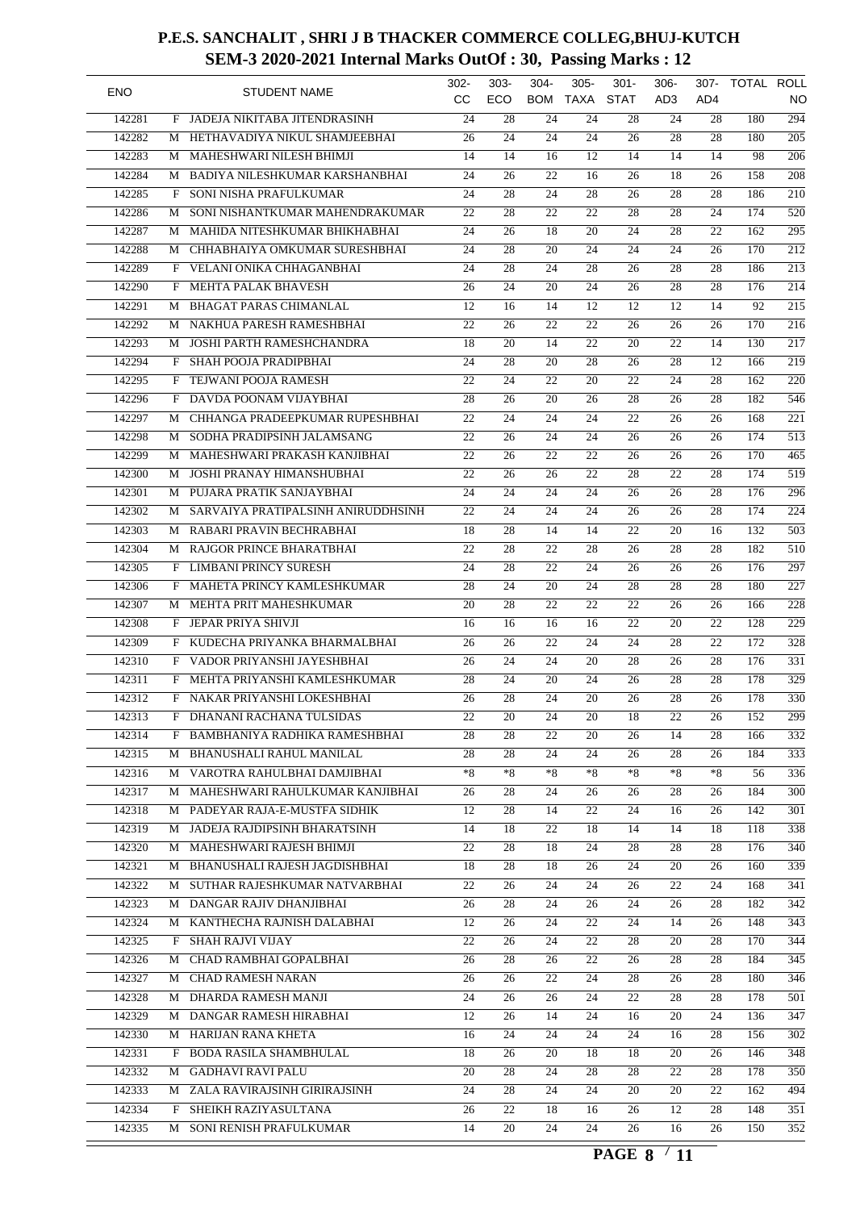# P.E.S. SANCHALIT , SHRI J B THACKER COMMERCE COLLEG,BHUJ-KUTCH
## SEM-3 2020-2021 Internal Marks OutOf : 30, Passing Marks : 12

| ENO | | STUDENT NAME | 302-CC | 303-ECO | 304-BOM | 305-TAXA | 301-STAT | 306-AD3 | 307-AD4 | TOTAL | ROLL NO |
|---|---|---|---|---|---|---|---|---|---|---|---|
| 142281 | F | JADEJA NIKITABA JITENDRASINH | 24 | 28 | 24 | 24 | 28 | 24 | 28 | 180 | 294 |
| 142282 | M | HETHAVADIYA NIKUL SHAMJEEBHAI | 26 | 24 | 24 | 24 | 26 | 28 | 28 | 180 | 205 |
| 142283 | M | MAHESHWARI NILESH BHIMJI | 14 | 14 | 16 | 12 | 14 | 14 | 14 | 98 | 206 |
| 142284 | M | BADIYA NILESHKUMAR KARSHANBHAI | 24 | 26 | 22 | 16 | 26 | 18 | 26 | 158 | 208 |
| 142285 | F | SONI NISHA PRAFULKUMAR | 24 | 28 | 24 | 28 | 26 | 28 | 28 | 186 | 210 |
| 142286 | M | SONI NISHANTKUMAR MAHENDRAKUMAR | 22 | 28 | 22 | 22 | 28 | 28 | 24 | 174 | 520 |
| 142287 | M | MAHIDA NITESHKUMAR BHIKHABHAI | 24 | 26 | 18 | 20 | 24 | 28 | 22 | 162 | 295 |
| 142288 | M | CHHABHAIYA OMKUMAR SURESHBHAI | 24 | 28 | 20 | 24 | 24 | 24 | 26 | 170 | 212 |
| 142289 | F | VELANI ONIKA CHHAGANBHAI | 24 | 28 | 24 | 28 | 26 | 28 | 28 | 186 | 213 |
| 142290 | F | MEHTA PALAK BHAVESH | 26 | 24 | 20 | 24 | 26 | 28 | 28 | 176 | 214 |
| 142291 | M | BHAGAT PARAS CHIMANLAL | 12 | 16 | 14 | 12 | 12 | 12 | 14 | 92 | 215 |
| 142292 | M | NAKHUA PARESH RAMESHBHAI | 22 | 26 | 22 | 22 | 26 | 26 | 26 | 170 | 216 |
| 142293 | M | JOSHI PARTH RAMESHCHANDRA | 18 | 20 | 14 | 22 | 20 | 22 | 14 | 130 | 217 |
| 142294 | F | SHAH POOJA PRADIPBHAI | 24 | 28 | 20 | 28 | 26 | 28 | 12 | 166 | 219 |
| 142295 | F | TEJWANI POOJA RAMESH | 22 | 24 | 22 | 20 | 22 | 24 | 28 | 162 | 220 |
| 142296 | F | DAVDA POONAM VIJAYBHAI | 28 | 26 | 20 | 26 | 28 | 26 | 28 | 182 | 546 |
| 142297 | M | CHHANGA PRADEEPKUMAR RUPESHBHAI | 22 | 24 | 24 | 24 | 22 | 26 | 26 | 168 | 221 |
| 142298 | M | SODHA PRADIPSINH JALAMSANG | 22 | 26 | 24 | 24 | 26 | 26 | 26 | 174 | 513 |
| 142299 | M | MAHESHWARI PRAKASH KANJIBHAI | 22 | 26 | 22 | 22 | 26 | 26 | 26 | 170 | 465 |
| 142300 | M | JOSHI PRANAY HIMANSHUBHAI | 22 | 26 | 26 | 22 | 28 | 22 | 28 | 174 | 519 |
| 142301 | M | PUJARA PRATIK SANJAYBHAI | 24 | 24 | 24 | 24 | 26 | 26 | 28 | 176 | 296 |
| 142302 | M | SARVAIYA PRATIPALSINH ANIRUDDHSINH | 22 | 24 | 24 | 24 | 26 | 26 | 28 | 174 | 224 |
| 142303 | M | RABARI PRAVIN BECHRABHAI | 18 | 28 | 14 | 14 | 22 | 20 | 16 | 132 | 503 |
| 142304 | M | RAJGOR PRINCE BHARATBHAI | 22 | 28 | 22 | 28 | 26 | 28 | 28 | 182 | 510 |
| 142305 | F | LIMBANI PRINCY SURESH | 24 | 28 | 22 | 24 | 26 | 26 | 26 | 176 | 297 |
| 142306 | F | MAHETA PRINCY KAMLESHKUMAR | 28 | 24 | 20 | 24 | 28 | 28 | 28 | 180 | 227 |
| 142307 | M | MEHTA PRIT MAHESHKUMAR | 20 | 28 | 22 | 22 | 22 | 26 | 26 | 166 | 228 |
| 142308 | F | JEPAR PRIYA SHIVJI | 16 | 16 | 16 | 16 | 22 | 20 | 22 | 128 | 229 |
| 142309 | F | KUDECHA PRIYANKA BHARMALBHAI | 26 | 26 | 22 | 24 | 24 | 28 | 22 | 172 | 328 |
| 142310 | F | VADOR PRIYANSHI JAYESHBHAI | 26 | 24 | 24 | 20 | 28 | 26 | 28 | 176 | 331 |
| 142311 | F | MEHTA PRIYANSHI KAMLESHKUMAR | 28 | 24 | 20 | 24 | 26 | 28 | 28 | 178 | 329 |
| 142312 | F | NAKAR PRIYANSHI LOKESHBHAI | 26 | 28 | 24 | 20 | 26 | 28 | 26 | 178 | 330 |
| 142313 | F | DHANANI RACHANA TULSIDAS | 22 | 20 | 24 | 20 | 18 | 22 | 26 | 152 | 299 |
| 142314 | F | BAMBHANIYA RADHIKA RAMESHBHAI | 28 | 28 | 22 | 20 | 26 | 14 | 28 | 166 | 332 |
| 142315 | M | BHANUSHALI RAHUL MANILAL | 28 | 28 | 24 | 24 | 26 | 28 | 26 | 184 | 333 |
| 142316 | M | VAROTRA RAHULBHAI DAMJIBHAI | *8 | *8 | *8 | *8 | *8 | *8 | *8 | 56 | 336 |
| 142317 | M | MAHESHWARI RAHULKUMAR KANJIBHAI | 26 | 28 | 24 | 26 | 26 | 28 | 26 | 184 | 300 |
| 142318 | M | PADEYAR RAJA-E-MUSTFA SIDHIK | 12 | 28 | 14 | 22 | 24 | 16 | 26 | 142 | 301 |
| 142319 | M | JADEJA RAJDIPSINH BHARATSINH | 14 | 18 | 22 | 18 | 14 | 14 | 18 | 118 | 338 |
| 142320 | M | MAHESHWARI RAJESH BHIMJI | 22 | 28 | 18 | 24 | 28 | 28 | 28 | 176 | 340 |
| 142321 | M | BHANUSHALI RAJESH JAGDISHBHAI | 18 | 28 | 18 | 26 | 24 | 20 | 26 | 160 | 339 |
| 142322 | M | SUTHAR RAJESHKUMAR NATVARBHAI | 22 | 26 | 24 | 24 | 26 | 22 | 24 | 168 | 341 |
| 142323 | M | DANGAR RAJIV DHANJIBHAI | 26 | 28 | 24 | 26 | 24 | 26 | 28 | 182 | 342 |
| 142324 | M | KANTHECHA RAJNISH DALABHAI | 12 | 26 | 24 | 22 | 24 | 14 | 26 | 148 | 343 |
| 142325 | F | SHAH RAJVI VIJAY | 22 | 26 | 24 | 22 | 28 | 20 | 28 | 170 | 344 |
| 142326 | M | CHAD RAMBHAI GOPALBHAI | 26 | 28 | 26 | 22 | 26 | 28 | 28 | 184 | 345 |
| 142327 | M | CHAD RAMESH NARAN | 26 | 26 | 22 | 24 | 28 | 26 | 28 | 180 | 346 |
| 142328 | M | DHARDA RAMESH MANJI | 24 | 26 | 26 | 24 | 22 | 28 | 28 | 178 | 501 |
| 142329 | M | DANGAR RAMESH HIRABHAI | 12 | 26 | 14 | 24 | 16 | 20 | 24 | 136 | 347 |
| 142330 | M | HARIJAN RANA KHETA | 16 | 24 | 24 | 24 | 24 | 16 | 28 | 156 | 302 |
| 142331 | F | BODA RASILA SHAMBHULAL | 18 | 26 | 20 | 18 | 18 | 20 | 26 | 146 | 348 |
| 142332 | M | GADHAVI RAVI PALU | 20 | 28 | 24 | 28 | 28 | 22 | 28 | 178 | 350 |
| 142333 | M | ZALA RAVIRAJSINH GIRIRAJSINH | 24 | 28 | 24 | 24 | 20 | 20 | 22 | 162 | 494 |
| 142334 | F | SHEIKH RAZIYASULTANA | 26 | 22 | 18 | 16 | 26 | 12 | 28 | 148 | 351 |
| 142335 | M | SONI RENISH PRAFULKUMAR | 14 | 20 | 24 | 24 | 26 | 16 | 26 | 150 | 352 |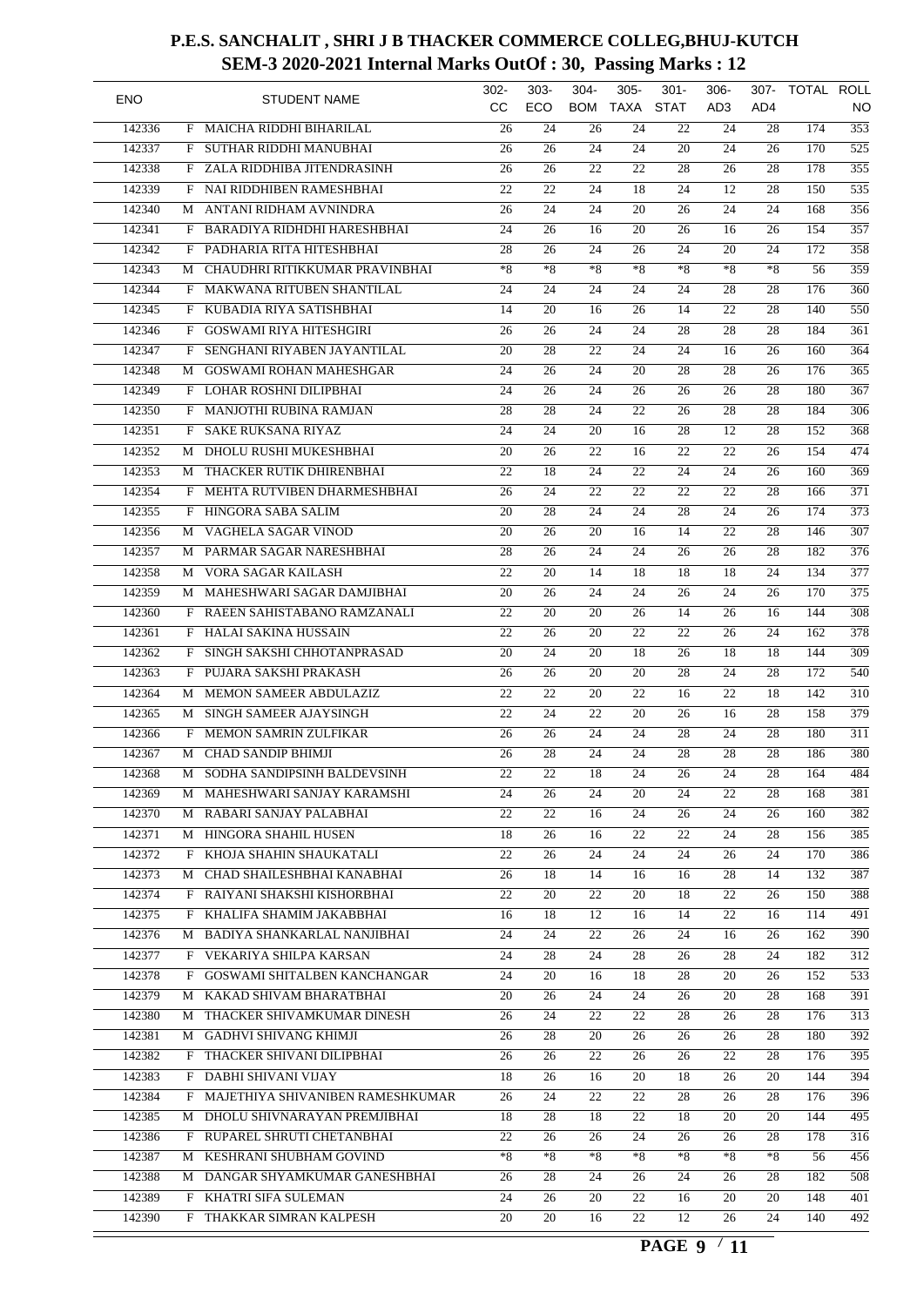# P.E.S. SANCHALIT , SHRI J B THACKER COMMERCE COLLEG,BHUJ-KUTCH

## SEM-3 2020-2021 Internal Marks OutOf : 30, Passing Marks : 12

| ENO | | STUDENT NAME | 302-CC | 303-ECO | 304-BOM | 305-TAXA | 301-STAT | 306-AD3 | 307-AD4 | TOTAL | ROLL NO |
|---|---|---|---|---|---|---|---|---|---|---|---|
| 142336 | F | MAICHA RIDDHI BIHARILAL | 26 | 24 | 26 | 24 | 22 | 24 | 28 | 174 | 353 |
| 142337 | F | SUTHAR RIDDHI MANUBHAI | 26 | 26 | 24 | 24 | 20 | 24 | 26 | 170 | 525 |
| 142338 | F | ZALA RIDDHIBA JITENDRASINH | 26 | 26 | 22 | 22 | 28 | 26 | 28 | 178 | 355 |
| 142339 | F | NAI RIDDHIBEN RAMESHBHAI | 22 | 22 | 24 | 18 | 24 | 12 | 28 | 150 | 535 |
| 142340 | M | ANTANI RIDHAM AVNINDRA | 26 | 24 | 24 | 20 | 26 | 24 | 24 | 168 | 356 |
| 142341 | F | BARADIYA RIDHDHI HARESHBHAI | 24 | 26 | 16 | 20 | 26 | 16 | 26 | 154 | 357 |
| 142342 | F | PADHARIA RITA HITESHBHAI | 28 | 26 | 24 | 26 | 24 | 20 | 24 | 172 | 358 |
| 142343 | M | CHAUDHRI RITIKKUMAR PRAVINBHAI | *8 | *8 | *8 | *8 | *8 | *8 | *8 | 56 | 359 |
| 142344 | F | MAKWANA RITUBEN SHANTILAL | 24 | 24 | 24 | 24 | 24 | 28 | 28 | 176 | 360 |
| 142345 | F | KUBADIA RIYA SATISHBHAI | 14 | 20 | 16 | 26 | 14 | 22 | 28 | 140 | 550 |
| 142346 | F | GOSWAMI RIYA HITESHGIRI | 26 | 26 | 24 | 24 | 28 | 28 | 28 | 184 | 361 |
| 142347 | F | SENGHANI RIYABEN JAYANTILAL | 20 | 28 | 22 | 24 | 24 | 16 | 26 | 160 | 364 |
| 142348 | M | GOSWAMI ROHAN MAHESHGAR | 24 | 26 | 24 | 20 | 28 | 28 | 26 | 176 | 365 |
| 142349 | F | LOHAR ROSHNI DILIPBHAI | 24 | 26 | 24 | 26 | 26 | 26 | 28 | 180 | 367 |
| 142350 | F | MANJOTHI RUBINA RAMJAN | 28 | 28 | 24 | 22 | 26 | 28 | 28 | 184 | 306 |
| 142351 | F | SAKE RUKSANA RIYAZ | 24 | 24 | 20 | 16 | 28 | 12 | 28 | 152 | 368 |
| 142352 | M | DHOLU RUSHI MUKESHBHAI | 20 | 26 | 22 | 16 | 22 | 22 | 26 | 154 | 474 |
| 142353 | M | THACKER RUTIK DHIRENBHAI | 22 | 18 | 24 | 22 | 24 | 24 | 26 | 160 | 369 |
| 142354 | F | MEHTA RUTVIBEN DHARMESHBHAI | 26 | 24 | 22 | 22 | 22 | 22 | 28 | 166 | 371 |
| 142355 | F | HINGORA SABA SALIM | 20 | 28 | 24 | 24 | 28 | 24 | 26 | 174 | 373 |
| 142356 | M | VAGHELA SAGAR VINOD | 20 | 26 | 20 | 16 | 14 | 22 | 28 | 146 | 307 |
| 142357 | M | PARMAR SAGAR NARESHBHAI | 28 | 26 | 24 | 24 | 26 | 26 | 28 | 182 | 376 |
| 142358 | M | VORA SAGAR KAILASH | 22 | 20 | 14 | 18 | 18 | 18 | 24 | 134 | 377 |
| 142359 | M | MAHESHWARI SAGAR DAMJIBHAI | 20 | 26 | 24 | 24 | 26 | 24 | 26 | 170 | 375 |
| 142360 | F | RAEEN SAHISTABANO RAMZANALI | 22 | 20 | 20 | 26 | 14 | 26 | 16 | 144 | 308 |
| 142361 | F | HALAI SAKINA HUSSAIN | 22 | 26 | 20 | 22 | 22 | 26 | 24 | 162 | 378 |
| 142362 | F | SINGH SAKSHI CHHOTANPRASAD | 20 | 24 | 20 | 18 | 26 | 18 | 18 | 144 | 309 |
| 142363 | F | PUJARA SAKSHI PRAKASH | 26 | 26 | 20 | 20 | 28 | 24 | 28 | 172 | 540 |
| 142364 | M | MEMON SAMEER ABDULAZIZ | 22 | 22 | 20 | 22 | 16 | 22 | 18 | 142 | 310 |
| 142365 | M | SINGH SAMEER AJAYSINGH | 22 | 24 | 22 | 20 | 26 | 16 | 28 | 158 | 379 |
| 142366 | F | MEMON SAMRIN ZULFIKAR | 26 | 26 | 24 | 24 | 28 | 24 | 28 | 180 | 311 |
| 142367 | M | CHAD SANDIP BHIMJI | 26 | 28 | 24 | 24 | 28 | 28 | 28 | 186 | 380 |
| 142368 | M | SODHA SANDIPSINH BALDEVSINH | 22 | 22 | 18 | 24 | 26 | 24 | 28 | 164 | 484 |
| 142369 | M | MAHESHWARI SANJAY KARAMSHI | 24 | 26 | 24 | 20 | 24 | 22 | 28 | 168 | 381 |
| 142370 | M | RABARI SANJAY PALABHAI | 22 | 22 | 16 | 24 | 26 | 24 | 26 | 160 | 382 |
| 142371 | M | HINGORA SHAHIL HUSEN | 18 | 26 | 16 | 22 | 22 | 24 | 28 | 156 | 385 |
| 142372 | F | KHOJA SHAHIN SHAUKATALI | 22 | 26 | 24 | 24 | 24 | 26 | 24 | 170 | 386 |
| 142373 | M | CHAD SHAILESHBHAI KANABHAI | 26 | 18 | 14 | 16 | 16 | 28 | 14 | 132 | 387 |
| 142374 | F | RAIYANI SHAKSHI KISHORBHAI | 22 | 20 | 22 | 20 | 18 | 22 | 26 | 150 | 388 |
| 142375 | F | KHALIFA SHAMIM JAKABBHAI | 16 | 18 | 12 | 16 | 14 | 22 | 16 | 114 | 491 |
| 142376 | M | BADIYA SHANKARLAL NANJIBHAI | 24 | 24 | 22 | 26 | 24 | 16 | 26 | 162 | 390 |
| 142377 | F | VEKARIYA SHILPA KARSAN | 24 | 28 | 24 | 28 | 26 | 28 | 24 | 182 | 312 |
| 142378 | F | GOSWAMI SHITALBEN KANCHANGAR | 24 | 20 | 16 | 18 | 28 | 20 | 26 | 152 | 533 |
| 142379 | M | KAKAD SHIVAM BHARATBHAI | 20 | 26 | 24 | 24 | 26 | 20 | 28 | 168 | 391 |
| 142380 | M | THACKER SHIVAMKUMAR DINESH | 26 | 24 | 22 | 22 | 28 | 26 | 28 | 176 | 313 |
| 142381 | M | GADHVI SHIVANG KHIMJI | 26 | 28 | 20 | 26 | 26 | 26 | 28 | 180 | 392 |
| 142382 | F | THACKER SHIVANI DILIPBHAI | 26 | 26 | 22 | 26 | 26 | 22 | 28 | 176 | 395 |
| 142383 | F | DABHI SHIVANI VIJAY | 18 | 26 | 16 | 20 | 18 | 26 | 20 | 144 | 394 |
| 142384 | F | MAJETHIYA SHIVANIBEN RAMESHKUMAR | 26 | 24 | 22 | 22 | 28 | 26 | 28 | 176 | 396 |
| 142385 | M | DHOLU SHIVNARAYAN PREMJIBHAI | 18 | 28 | 18 | 22 | 18 | 20 | 20 | 144 | 495 |
| 142386 | F | RUPAREL SHRUTI CHETANBHAI | 22 | 26 | 26 | 24 | 26 | 26 | 28 | 178 | 316 |
| 142387 | M | KESHRANI SHUBHAM GOVIND | *8 | *8 | *8 | *8 | *8 | *8 | *8 | 56 | 456 |
| 142388 | M | DANGAR SHYAMKUMAR GANESHBHAI | 26 | 28 | 24 | 26 | 24 | 26 | 28 | 182 | 508 |
| 142389 | F | KHATRI SIFA SULEMAN | 24 | 26 | 20 | 22 | 16 | 20 | 20 | 148 | 401 |
| 142390 | F | THAKKAR SIMRAN KALPESH | 20 | 20 | 16 | 22 | 12 | 26 | 24 | 140 | 492 |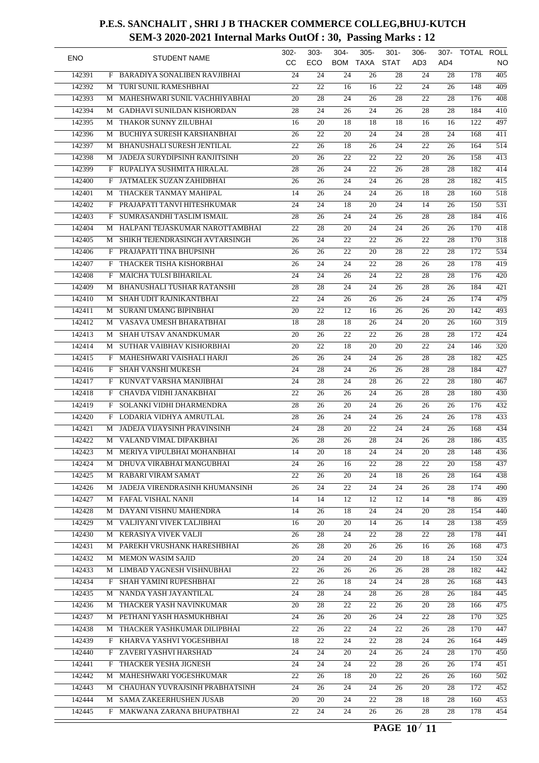# P.E.S. SANCHALIT , SHRI J B THACKER COMMERCE COLLEG,BHUJ-KUTCH

## SEM-3 2020-2021 Internal Marks OutOf : 30, Passing Marks : 12

| ENO | | STUDENT NAME | 302-CC | 303-ECO | 304-BOM | 305-TAXA | 301-STAT | 306-AD3 | 307-AD4 | TOTAL | ROLL NO |
|---|---|---|---|---|---|---|---|---|---|---|---|
| 142391 | F | BARADIYA SONALIBEN RAVJIBHAI | 24 | 24 | 24 | 26 | 28 | 24 | 28 | 178 | 405 |
| 142392 | M | TURI SUNIL RAMESHBHAI | 22 | 22 | 16 | 16 | 22 | 24 | 26 | 148 | 409 |
| 142393 | M | MAHESHWARI SUNIL VACHHIYABHAI | 20 | 28 | 24 | 26 | 28 | 22 | 28 | 176 | 408 |
| 142394 | M | GADHAVI SUNILDAN KISHORDAN | 28 | 24 | 26 | 24 | 26 | 28 | 28 | 184 | 410 |
| 142395 | M | THAKOR SUNNY ZILUBHAI | 16 | 20 | 18 | 18 | 18 | 16 | 16 | 122 | 497 |
| 142396 | M | BUCHIYA SURESH KARSHANBHAI | 26 | 22 | 20 | 24 | 24 | 28 | 24 | 168 | 411 |
| 142397 | M | BHANUSHALI SURESH JENTILAL | 22 | 26 | 18 | 26 | 24 | 22 | 26 | 164 | 514 |
| 142398 | M | JADEJA SURYDIPSINH RANJITSINH | 20 | 26 | 22 | 22 | 22 | 20 | 26 | 158 | 413 |
| 142399 | F | RUPALIYA SUSHMITA HIRALAL | 28 | 26 | 24 | 22 | 26 | 28 | 28 | 182 | 414 |
| 142400 | F | JATMALEK SUZAN ZAHIDBHAI | 26 | 26 | 24 | 24 | 26 | 28 | 28 | 182 | 415 |
| 142401 | M | THACKER TANMAY MAHIPAL | 14 | 26 | 24 | 24 | 26 | 18 | 28 | 160 | 518 |
| 142402 | F | PRAJAPATI TANVI HITESHKUMAR | 24 | 24 | 18 | 20 | 24 | 14 | 26 | 150 | 531 |
| 142403 | F | SUMRASANDHI TASLIM ISMAIL | 28 | 26 | 24 | 24 | 26 | 28 | 28 | 184 | 416 |
| 142404 | M | HALPANI TEJASKUMAR NAROTTAMBHAI | 22 | 28 | 20 | 24 | 24 | 26 | 26 | 170 | 418 |
| 142405 | M | SHIKH TEJENDRASINGH AVTARSINGH | 26 | 24 | 22 | 22 | 26 | 22 | 28 | 170 | 318 |
| 142406 | F | PRAJAPATI TINA BHUPSINH | 26 | 26 | 22 | 20 | 28 | 22 | 28 | 172 | 534 |
| 142407 | F | THACKER TISHA KISHORBHAI | 26 | 24 | 24 | 22 | 28 | 26 | 28 | 178 | 419 |
| 142408 | F | MAICHA TULSI BIHARILAL | 24 | 24 | 26 | 24 | 22 | 28 | 28 | 176 | 420 |
| 142409 | M | BHANUSHALI TUSHAR RATANSHI | 28 | 28 | 24 | 24 | 26 | 28 | 26 | 184 | 421 |
| 142410 | M | SHAH UDIT RAJNIKANTBHAI | 22 | 24 | 26 | 26 | 26 | 24 | 26 | 174 | 479 |
| 142411 | M | SURANI UMANG BIPINBHAI | 20 | 22 | 12 | 16 | 26 | 26 | 20 | 142 | 493 |
| 142412 | M | VASAVA UMESH BHARATBHAI | 18 | 28 | 18 | 26 | 24 | 20 | 26 | 160 | 319 |
| 142413 | M | SHAH UTSAV ANANDKUMAR | 20 | 26 | 22 | 22 | 26 | 28 | 28 | 172 | 424 |
| 142414 | M | SUTHAR VAIBHAV KISHORBHAI | 20 | 22 | 18 | 20 | 20 | 22 | 24 | 146 | 320 |
| 142415 | F | MAHESHWARI VAISHALI HARJI | 26 | 26 | 24 | 24 | 26 | 28 | 28 | 182 | 425 |
| 142416 | F | SHAH VANSHI MUKESH | 24 | 28 | 24 | 26 | 26 | 28 | 28 | 184 | 427 |
| 142417 | F | KUNVAT VARSHA MANJIBHAI | 24 | 28 | 24 | 28 | 26 | 22 | 28 | 180 | 467 |
| 142418 | F | CHAVDA VIDHI JANAKBHAI | 22 | 26 | 26 | 24 | 26 | 28 | 28 | 180 | 430 |
| 142419 | F | SOLANKI VIDHI DHARMENDRA | 28 | 26 | 20 | 24 | 26 | 26 | 26 | 176 | 432 |
| 142420 | F | LODARIA VIDHYA AMRUTLAL | 28 | 26 | 24 | 24 | 26 | 24 | 26 | 178 | 433 |
| 142421 | M | JADEJA VIJAYSINH PRAVINSINH | 24 | 28 | 20 | 22 | 24 | 24 | 26 | 168 | 434 |
| 142422 | M | VALAND VIMAL DIPAKBHAI | 26 | 28 | 26 | 28 | 24 | 26 | 28 | 186 | 435 |
| 142423 | M | MERIYA VIPULBHAI MOHANBHAI | 14 | 20 | 18 | 24 | 24 | 20 | 28 | 148 | 436 |
| 142424 | M | DHUVA VIRABHAI MANGUBHAI | 24 | 26 | 16 | 22 | 28 | 22 | 20 | 158 | 437 |
| 142425 | M | RABARI VIRAM SAMAT | 22 | 26 | 20 | 24 | 18 | 26 | 28 | 164 | 438 |
| 142426 | M | JADEJA VIRENDRASINH KHUMANSINH | 26 | 24 | 22 | 24 | 24 | 26 | 28 | 174 | 490 |
| 142427 | M | FAFAL VISHAL NANJI | 14 | 14 | 12 | 12 | 12 | 14 | *8 | 86 | 439 |
| 142428 | M | DAYANI VISHNU MAHENDRA | 14 | 26 | 18 | 24 | 24 | 20 | 28 | 154 | 440 |
| 142429 | M | VALJIYANI VIVEK LALJIBHAI | 16 | 20 | 20 | 14 | 26 | 14 | 28 | 138 | 459 |
| 142430 | M | KERASIYA VIVEK VALJI | 26 | 28 | 24 | 22 | 28 | 22 | 28 | 178 | 441 |
| 142431 | M | PAREKH VRUSHANK HARESHBHAI | 26 | 28 | 20 | 26 | 26 | 16 | 26 | 168 | 473 |
| 142432 | M | MEMON WASIM SAJID | 20 | 24 | 20 | 24 | 20 | 18 | 24 | 150 | 324 |
| 142433 | M | LIMBAD YAGNESH VISHNUBHAI | 22 | 26 | 26 | 26 | 26 | 28 | 28 | 182 | 442 |
| 142434 | F | SHAH YAMINI RUPESHBHAI | 22 | 26 | 18 | 24 | 24 | 28 | 26 | 168 | 443 |
| 142435 | M | NANDA YASH JAYANTILAL | 24 | 28 | 24 | 28 | 26 | 28 | 26 | 184 | 445 |
| 142436 | M | THACKER YASH NAVINKUMAR | 20 | 28 | 22 | 22 | 26 | 20 | 28 | 166 | 475 |
| 142437 | M | PETHANI YASH HASMUKHBHAI | 24 | 26 | 20 | 26 | 24 | 22 | 28 | 170 | 325 |
| 142438 | M | THACKER YASHKUMAR DILIPBHAI | 22 | 26 | 22 | 24 | 22 | 26 | 28 | 170 | 447 |
| 142439 | F | KHARVA YASHVI YOGESHBHAI | 18 | 22 | 24 | 22 | 28 | 24 | 26 | 164 | 449 |
| 142440 | F | ZAVERI YASHVI HARSHAD | 24 | 24 | 20 | 24 | 26 | 24 | 28 | 170 | 450 |
| 142441 | F | THACKER YESHA JIGNESH | 24 | 24 | 24 | 22 | 28 | 26 | 26 | 174 | 451 |
| 142442 | M | MAHESHWARI YOGESHKUMAR | 22 | 26 | 18 | 20 | 22 | 26 | 26 | 160 | 502 |
| 142443 | M | CHAUHAN YUVRAJSINH PRABHATSINH | 24 | 26 | 24 | 24 | 26 | 20 | 28 | 172 | 452 |
| 142444 | M | SAMA ZAKEERHUSHEN JUSAB | 20 | 20 | 24 | 22 | 28 | 18 | 28 | 160 | 453 |
| 142445 | F | MAKWANA ZARANA BHUPATBHAI | 22 | 24 | 24 | 26 | 26 | 28 | 28 | 178 | 454 |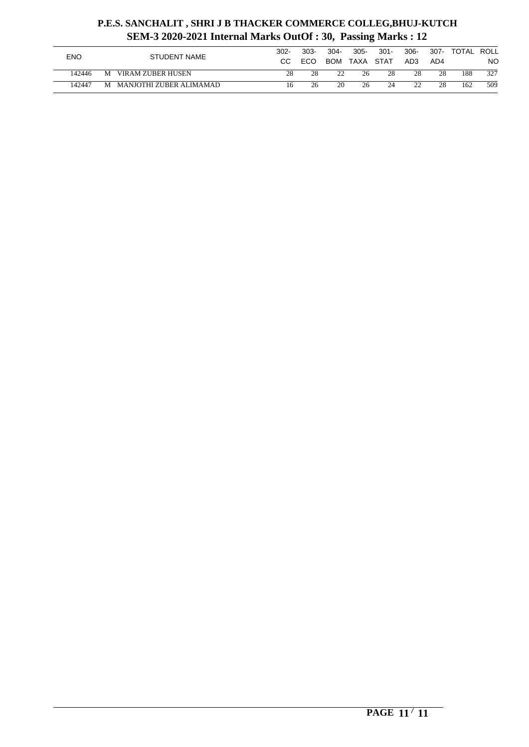# P.E.S. SANCHALIT , SHRI J B THACKER COMMERCE COLLEG,BHUJ-KUTCH
## SEM-3 2020-2021 Internal Marks OutOf : 30, Passing Marks : 12

| ENO | | STUDENT NAME | 302-CC | 303-ECO | 304-BOM | 305-TAXA | 301-STAT | 306-AD3 | 307-AD4 | TOTAL | ROLL NO |
|---|---|---|---|---|---|---|---|---|---|---|---|
| 142446 | M | VIRAM ZUBER HUSEN | 28 | 28 | 22 | 26 | 28 | 28 | 28 | 188 | 327 |
| 142447 | M | MANJOTHI ZUBER ALIMAMAD | 16 | 26 | 20 | 26 | 24 | 22 | 28 | 162 | 509 |